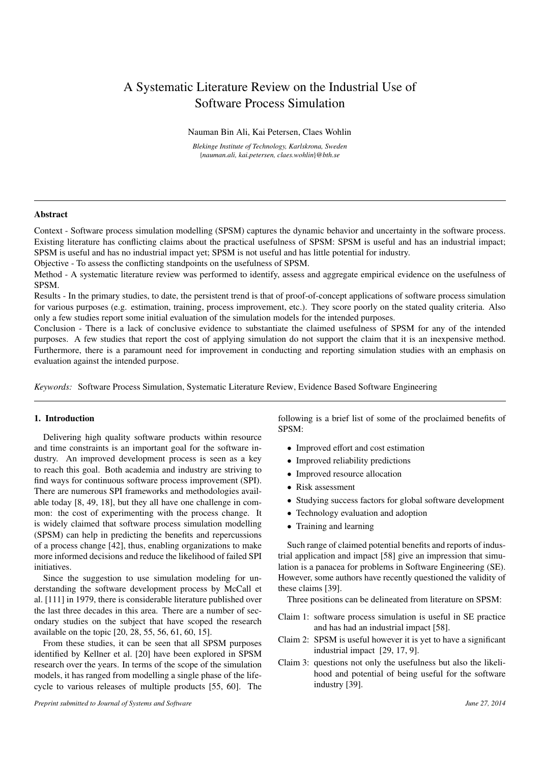# A Systematic Literature Review on the Industrial Use of Software Process Simulation

Nauman Bin Ali, Kai Petersen, Claes Wohlin

*Blekinge Institute of Technology, Karlskrona, Sweden*
*{nauman.ali, kai.petersen, claes.wohlin}@bth.se*

## Abstract

Context - Software process simulation modelling (SPSM) captures the dynamic behavior and uncertainty in the software process. Existing literature has conflicting claims about the practical usefulness of SPSM: SPSM is useful and has an industrial impact; SPSM is useful and has no industrial impact yet; SPSM is not useful and has little potential for industry.

Objective - To assess the conflicting standpoints on the usefulness of SPSM.

Method - A systematic literature review was performed to identify, assess and aggregate empirical evidence on the usefulness of SPSM.

Results - In the primary studies, to date, the persistent trend is that of proof-of-concept applications of software process simulation for various purposes (e.g. estimation, training, process improvement, etc.). They score poorly on the stated quality criteria. Also only a few studies report some initial evaluation of the simulation models for the intended purposes.

Conclusion - There is a lack of conclusive evidence to substantiate the claimed usefulness of SPSM for any of the intended purposes. A few studies that report the cost of applying simulation do not support the claim that it is an inexpensive method. Furthermore, there is a paramount need for improvement in conducting and reporting simulation studies with an emphasis on evaluation against the intended purpose.

*Keywords:* Software Process Simulation, Systematic Literature Review, Evidence Based Software Engineering

## 1. Introduction

Delivering high quality software products within resource and time constraints is an important goal for the software industry. An improved development process is seen as a key to reach this goal. Both academia and industry are striving to find ways for continuous software process improvement (SPI). There are numerous SPI frameworks and methodologies available today [8, 49, 18], but they all have one challenge in common: the cost of experimenting with the process change. It is widely claimed that software process simulation modelling (SPSM) can help in predicting the benefits and repercussions of a process change [42], thus, enabling organizations to make more informed decisions and reduce the likelihood of failed SPI initiatives.

Since the suggestion to use simulation modeling for understanding the software development process by McCall et al. [111] in 1979, there is considerable literature published over the last three decades in this area. There are a number of secondary studies on the subject that have scoped the research available on the topic [20, 28, 55, 56, 61, 60, 15].

From these studies, it can be seen that all SPSM purposes identified by Kellner et al. [20] have been explored in SPSM research over the years. In terms of the scope of the simulation models, it has ranged from modelling a single phase of the lifecycle to various releases of multiple products [55, 60]. The following is a brief list of some of the proclaimed benefits of SPSM:

- Improved effort and cost estimation
- Improved reliability predictions
- Improved resource allocation
- Risk assessment
- Studying success factors for global software development
- Technology evaluation and adoption
- Training and learning

Such range of claimed potential benefits and reports of industrial application and impact [58] give an impression that simulation is a panacea for problems in Software Engineering (SE). However, some authors have recently questioned the validity of these claims [39].

Three positions can be delineated from literature on SPSM:

- Claim 1: software process simulation is useful in SE practice and has had an industrial impact [58].
- Claim 2: SPSM is useful however it is yet to have a significant industrial impact [29, 17, 9].
- Claim 3: questions not only the usefulness but also the likelihood and potential of being useful for the software industry [39].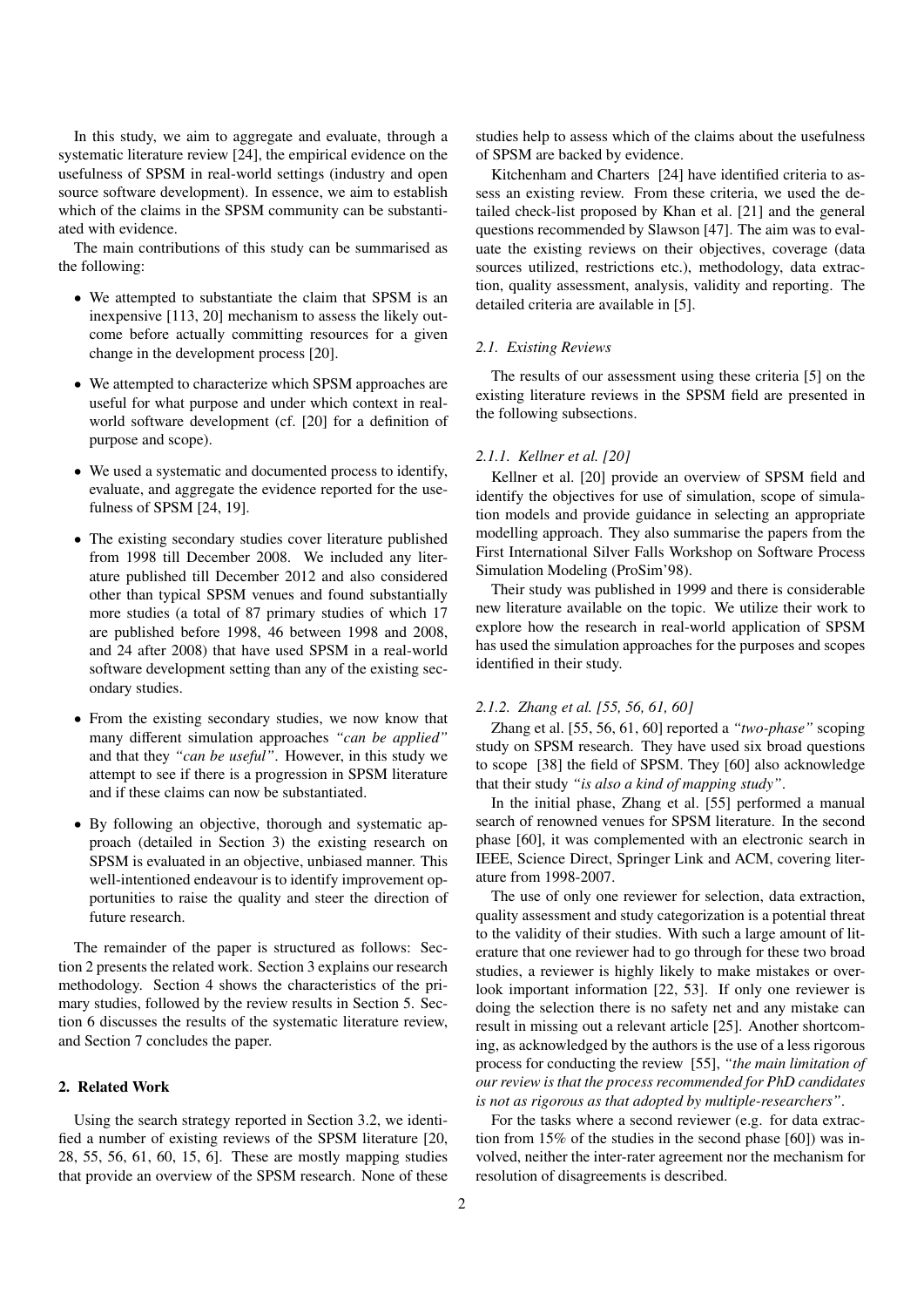In this study, we aim to aggregate and evaluate, through a systematic literature review [24], the empirical evidence on the usefulness of SPSM in real-world settings (industry and open source software development). In essence, we aim to establish which of the claims in the SPSM community can be substantiated with evidence.

The main contributions of this study can be summarised as the following:

- We attempted to substantiate the claim that SPSM is an inexpensive [113, 20] mechanism to assess the likely outcome before actually committing resources for a given change in the development process [20].
- We attempted to characterize which SPSM approaches are useful for what purpose and under which context in real-world software development (cf. [20] for a definition of purpose and scope).
- We used a systematic and documented process to identify, evaluate, and aggregate the evidence reported for the usefulness of SPSM [24, 19].
- The existing secondary studies cover literature published from 1998 till December 2008. We included any literature published till December 2012 and also considered other than typical SPSM venues and found substantially more studies (a total of 87 primary studies of which 17 are published before 1998, 46 between 1998 and 2008, and 24 after 2008) that have used SPSM in a real-world software development setting than any of the existing secondary studies.
- From the existing secondary studies, we now know that many different simulation approaches *"can be applied"* and that they *"can be useful"*. However, in this study we attempt to see if there is a progression in SPSM literature and if these claims can now be substantiated.
- By following an objective, thorough and systematic approach (detailed in Section 3) the existing research on SPSM is evaluated in an objective, unbiased manner. This well-intentioned endeavour is to identify improvement opportunities to raise the quality and steer the direction of future research.

The remainder of the paper is structured as follows: Section 2 presents the related work. Section 3 explains our research methodology. Section 4 shows the characteristics of the primary studies, followed by the review results in Section 5. Section 6 discusses the results of the systematic literature review, and Section 7 concludes the paper.

## 2. Related Work

Using the search strategy reported in Section 3.2, we identified a number of existing reviews of the SPSM literature [20, 28, 55, 56, 61, 60, 15, 6]. These are mostly mapping studies that provide an overview of the SPSM research. None of these studies help to assess which of the claims about the usefulness of SPSM are backed by evidence.

Kitchenham and Charters [24] have identified criteria to assess an existing review. From these criteria, we used the detailed check-list proposed by Khan et al. [21] and the general questions recommended by Slawson [47]. The aim was to evaluate the existing reviews on their objectives, coverage (data sources utilized, restrictions etc.), methodology, data extraction, quality assessment, analysis, validity and reporting. The detailed criteria are available in [5].

### *2.1. Existing Reviews*

The results of our assessment using these criteria [5] on the existing literature reviews in the SPSM field are presented in the following subsections.

#### *2.1.1. Kellner et al. [20]*

Kellner et al. [20] provide an overview of SPSM field and identify the objectives for use of simulation, scope of simulation models and provide guidance in selecting an appropriate modelling approach. They also summarise the papers from the First International Silver Falls Workshop on Software Process Simulation Modeling (ProSim'98).

Their study was published in 1999 and there is considerable new literature available on the topic. We utilize their work to explore how the research in real-world application of SPSM has used the simulation approaches for the purposes and scopes identified in their study.

#### *2.1.2. Zhang et al. [55, 56, 61, 60]*

Zhang et al. [55, 56, 61, 60] reported a *"two-phase"* scoping study on SPSM research. They have used six broad questions to scope [38] the field of SPSM. They [60] also acknowledge that their study *"is also a kind of mapping study"*.

In the initial phase, Zhang et al. [55] performed a manual search of renowned venues for SPSM literature. In the second phase [60], it was complemented with an electronic search in IEEE, Science Direct, Springer Link and ACM, covering literature from 1998-2007.

The use of only one reviewer for selection, data extraction, quality assessment and study categorization is a potential threat to the validity of their studies. With such a large amount of literature that one reviewer had to go through for these two broad studies, a reviewer is highly likely to make mistakes or overlook important information [22, 53]. If only one reviewer is doing the selection there is no safety net and any mistake can result in missing out a relevant article [25]. Another shortcoming, as acknowledged by the authors is the use of a less rigorous process for conducting the review [55], *"the main limitation of our review is that the process recommended for PhD candidates is not as rigorous as that adopted by multiple-researchers"*.

For the tasks where a second reviewer (e.g. for data extraction from 15% of the studies in the second phase [60]) was involved, neither the inter-rater agreement nor the mechanism for resolution of disagreements is described.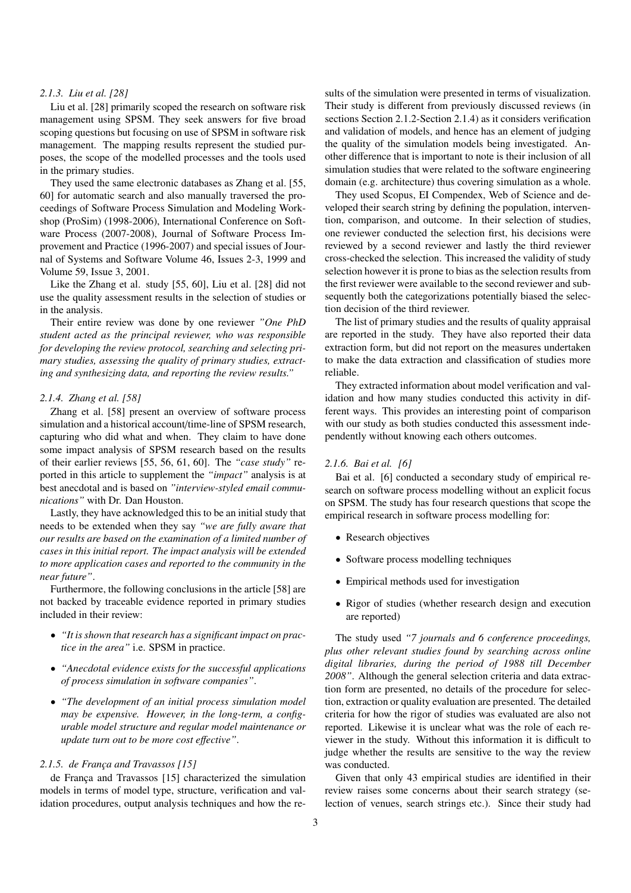#### 2.1.3. Liu et al. [28]

Liu et al. [28] primarily scoped the research on software risk management using SPSM. They seek answers for five broad scoping questions but focusing on use of SPSM in software risk management. The mapping results represent the studied purposes, the scope of the modelled processes and the tools used in the primary studies.

They used the same electronic databases as Zhang et al. [55, 60] for automatic search and also manually traversed the proceedings of Software Process Simulation and Modeling Workshop (ProSim) (1998-2006), International Conference on Software Process (2007-2008), Journal of Software Process Improvement and Practice (1996-2007) and special issues of Journal of Systems and Software Volume 46, Issues 2-3, 1999 and Volume 59, Issue 3, 2001.

Like the Zhang et al. study [55, 60], Liu et al. [28] did not use the quality assessment results in the selection of studies or in the analysis.

Their entire review was done by one reviewer *"One PhD student acted as the principal reviewer, who was responsible for developing the review protocol, searching and selecting primary studies, assessing the quality of primary studies, extracting and synthesizing data, and reporting the review results."*

#### 2.1.4. Zhang et al. [58]

Zhang et al. [58] present an overview of software process simulation and a historical account/time-line of SPSM research, capturing who did what and when. They claim to have done some impact analysis of SPSM research based on the results of their earlier reviews [55, 56, 61, 60]. The *"case study"* reported in this article to supplement the *"impact"* analysis is at best anecdotal and is based on *"interview-styled email communications"* with Dr. Dan Houston.

Lastly, they have acknowledged this to be an initial study that needs to be extended when they say *"we are fully aware that our results are based on the examination of a limited number of cases in this initial report. The impact analysis will be extended to more application cases and reported to the community in the near future"*.

Furthermore, the following conclusions in the article [58] are not backed by traceable evidence reported in primary studies included in their review:

- *"It is shown that research has a significant impact on practice in the area"* i.e. SPSM in practice.
- *"Anecdotal evidence exists for the successful applications of process simulation in software companies"*.
- *"The development of an initial process simulation model may be expensive. However, in the long-term, a configurable model structure and regular model maintenance or update turn out to be more cost effective"*.

#### 2.1.5. de França and Travassos [15]

de França and Travassos [15] characterized the simulation models in terms of model type, structure, verification and validation procedures, output analysis techniques and how the results of the simulation were presented in terms of visualization. Their study is different from previously discussed reviews (in sections Section 2.1.2-Section 2.1.4) as it considers verification and validation of models, and hence has an element of judging the quality of the simulation models being investigated. Another difference that is important to note is their inclusion of all simulation studies that were related to the software engineering domain (e.g. architecture) thus covering simulation as a whole.

They used Scopus, EI Compendex, Web of Science and developed their search string by defining the population, intervention, comparison, and outcome. In their selection of studies, one reviewer conducted the selection first, his decisions were reviewed by a second reviewer and lastly the third reviewer cross-checked the selection. This increased the validity of study selection however it is prone to bias as the selection results from the first reviewer were available to the second reviewer and subsequently both the categorizations potentially biased the selection decision of the third reviewer.

The list of primary studies and the results of quality appraisal are reported in the study. They have also reported their data extraction form, but did not report on the measures undertaken to make the data extraction and classification of studies more reliable.

They extracted information about model verification and validation and how many studies conducted this activity in different ways. This provides an interesting point of comparison with our study as both studies conducted this assessment independently without knowing each others outcomes.

#### 2.1.6. Bai et al. [6]

Bai et al. [6] conducted a secondary study of empirical research on software process modelling without an explicit focus on SPSM. The study has four research questions that scope the empirical research in software process modelling for:

- Research objectives
- Software process modelling techniques
- Empirical methods used for investigation
- Rigor of studies (whether research design and execution are reported)

The study used *"7 journals and 6 conference proceedings, plus other relevant studies found by searching across online digital libraries, during the period of 1988 till December 2008"*. Although the general selection criteria and data extraction form are presented, no details of the procedure for selection, extraction or quality evaluation are presented. The detailed criteria for how the rigor of studies was evaluated are also not reported. Likewise it is unclear what was the role of each reviewer in the study. Without this information it is difficult to judge whether the results are sensitive to the way the review was conducted.

Given that only 43 empirical studies are identified in their review raises some concerns about their search strategy (selection of venues, search strings etc.). Since their study had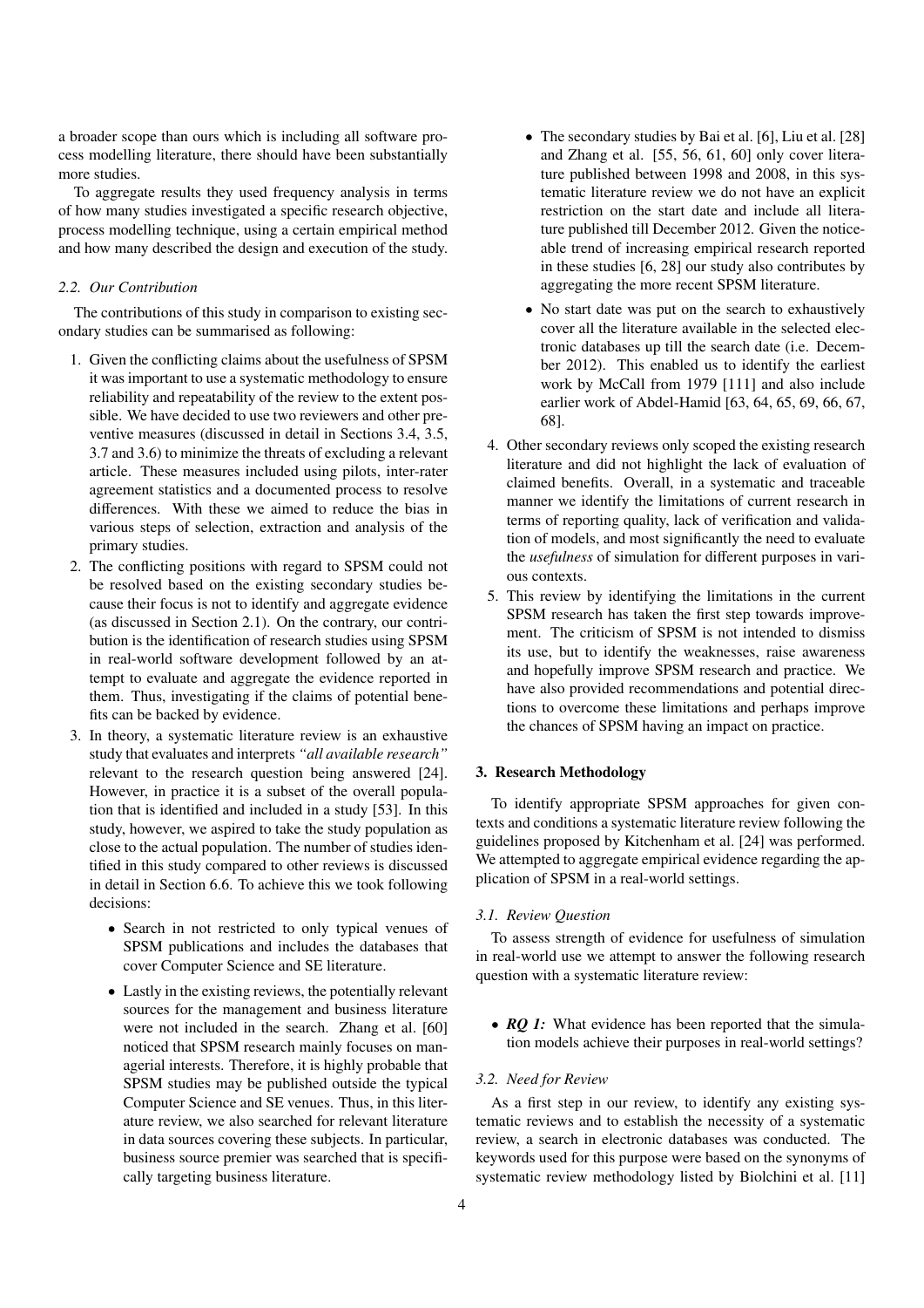a broader scope than ours which is including all software process modelling literature, there should have been substantially more studies.

To aggregate results they used frequency analysis in terms of how many studies investigated a specific research objective, process modelling technique, using a certain empirical method and how many described the design and execution of the study.

### 2.2. Our Contribution

The contributions of this study in comparison to existing secondary studies can be summarised as following:

1. Given the conflicting claims about the usefulness of SPSM it was important to use a systematic methodology to ensure reliability and repeatability of the review to the extent possible. We have decided to use two reviewers and other preventive measures (discussed in detail in Sections 3.4, 3.5, 3.7 and 3.6) to minimize the threats of excluding a relevant article. These measures included using pilots, inter-rater agreement statistics and a documented process to resolve differences. With these we aimed to reduce the bias in various steps of selection, extraction and analysis of the primary studies.
2. The conflicting positions with regard to SPSM could not be resolved based on the existing secondary studies because their focus is not to identify and aggregate evidence (as discussed in Section 2.1). On the contrary, our contribution is the identification of research studies using SPSM in real-world software development followed by an attempt to evaluate and aggregate the evidence reported in them. Thus, investigating if the claims of potential benefits can be backed by evidence.
3. In theory, a systematic literature review is an exhaustive study that evaluates and interprets *"all available research"* relevant to the research question being answered [24]. However, in practice it is a subset of the overall population that is identified and included in a study [53]. In this study, however, we aspired to take the study population as close to the actual population. The number of studies identified in this study compared to other reviews is discussed in detail in Section 6.6. To achieve this we took following decisions:
   - Search in not restricted to only typical venues of SPSM publications and includes the databases that cover Computer Science and SE literature.
   - Lastly in the existing reviews, the potentially relevant sources for the management and business literature were not included in the search. Zhang et al. [60] noticed that SPSM research mainly focuses on managerial interests. Therefore, it is highly probable that SPSM studies may be published outside the typical Computer Science and SE venues. Thus, in this literature review, we also searched for relevant literature in data sources covering these subjects. In particular, business source premier was searched that is specifically targeting business literature.
   - The secondary studies by Bai et al. [6], Liu et al. [28] and Zhang et al. [55, 56, 61, 60] only cover literature published between 1998 and 2008, in this systematic literature review we do not have an explicit restriction on the start date and include all literature published till December 2012. Given the noticeable trend of increasing empirical research reported in these studies [6, 28] our study also contributes by aggregating the more recent SPSM literature.
   - No start date was put on the search to exhaustively cover all the literature available in the selected electronic databases up till the search date (i.e. December 2012). This enabled us to identify the earliest work by McCall from 1979 [111] and also include earlier work of Abdel-Hamid [63, 64, 65, 69, 66, 67, 68].
4. Other secondary reviews only scoped the existing research literature and did not highlight the lack of evaluation of claimed benefits. Overall, in a systematic and traceable manner we identify the limitations of current research in terms of reporting quality, lack of verification and validation of models, and most significantly the need to evaluate the *usefulness* of simulation for different purposes in various contexts.
5. This review by identifying the limitations in the current SPSM research has taken the first step towards improvement. The criticism of SPSM is not intended to dismiss its use, but to identify the weaknesses, raise awareness and hopefully improve SPSM research and practice. We have also provided recommendations and potential directions to overcome these limitations and perhaps improve the chances of SPSM having an impact on practice.

## 3. Research Methodology

To identify appropriate SPSM approaches for given contexts and conditions a systematic literature review following the guidelines proposed by Kitchenham et al. [24] was performed. We attempted to aggregate empirical evidence regarding the application of SPSM in a real-world settings.

### 3.1. Review Question

To assess strength of evidence for usefulness of simulation in real-world use we attempt to answer the following research question with a systematic literature review:

- ***RQ 1:*** What evidence has been reported that the simulation models achieve their purposes in real-world settings?

### 3.2. Need for Review

As a first step in our review, to identify any existing systematic reviews and to establish the necessity of a systematic review, a search in electronic databases was conducted. The keywords used for this purpose were based on the synonyms of systematic review methodology listed by Biolchini et al. [11]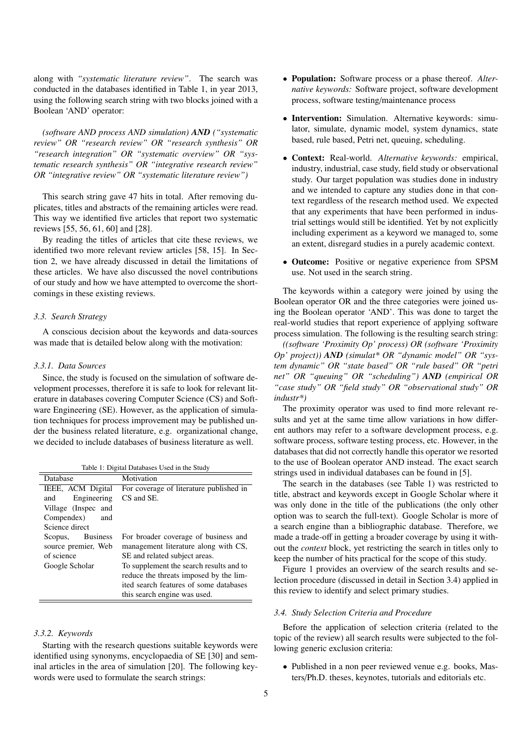along with *"systematic literature review"*. The search was conducted in the databases identified in Table 1, in year 2013, using the following search string with two blocks joined with a Boolean 'AND' operator:

*(software AND process AND simulation)* ***AND*** *("systematic review" OR "research review" OR "research synthesis" OR "research integration" OR "systematic overview" OR "systematic research synthesis" OR "integrative research review" OR "integrative review" OR "systematic literature review")*

This search string gave 47 hits in total. After removing duplicates, titles and abstracts of the remaining articles were read. This way we identified five articles that report two systematic reviews [55, 56, 61, 60] and [28].

By reading the titles of articles that cite these reviews, we identified two more relevant review articles [58, 15]. In Section 2, we have already discussed in detail the limitations of these articles. We have also discussed the novel contributions of our study and how we have attempted to overcome the shortcomings in these existing reviews.

### 3.3. Search Strategy

A conscious decision about the keywords and data-sources was made that is detailed below along with the motivation:

#### 3.3.1. Data Sources

Since, the study is focused on the simulation of software development processes, therefore it is safe to look for relevant literature in databases covering Computer Science (CS) and Software Engineering (SE). However, as the application of simulation techniques for process improvement may be published under the business related literature, e.g. organizational change, we decided to include databases of business literature as well.

Table 1: Digital Databases Used in the Study

| Database | Motivation |
|---|---|
| IEEE, ACM Digital and Engineering Village (Inspec and Compendex) and Science direct | For coverage of literature published in CS and SE. |
| Scopus, Business source premier, Web of science | For broader coverage of business and management literature along with CS, SE and related subject areas. |
| Google Scholar | To supplement the search results and to reduce the threats imposed by the limited search features of some databases this search engine was used. |

#### 3.3.2. Keywords

Starting with the research questions suitable keywords were identified using synonyms, encyclopaedia of SE [30] and seminal articles in the area of simulation [20]. The following keywords were used to formulate the search strings:

- **Population:** Software process or a phase thereof. *Alternative keywords:* Software project, software development process, software testing/maintenance process
- **Intervention:** Simulation. Alternative keywords: simulator, simulate, dynamic model, system dynamics, state based, rule based, Petri net, queuing, scheduling.
- **Context:** Real-world. *Alternative keywords:* empirical, industry, industrial, case study, field study or observational study. Our target population was studies done in industry and we intended to capture any studies done in that context regardless of the research method used. We expected that any experiments that have been performed in industrial settings would still be identified. Yet by not explicitly including experiment as a keyword we managed to, some an extent, disregard studies in a purely academic context.
- **Outcome:** Positive or negative experience from SPSM use. Not used in the search string.

The keywords within a category were joined by using the Boolean operator OR and the three categories were joined using the Boolean operator 'AND'. This was done to target the real-world studies that report experience of applying software process simulation. The following is the resulting search string:

*((software 'Proximity Op' process) OR (software 'Proximity Op' project))* ***AND*** *(simulat\* OR "dynamic model" OR "system dynamic" OR "state based" OR "rule based" OR "petri net" OR "queuing" OR "scheduling")* ***AND*** *(empirical OR "case study" OR "field study" OR "observational study" OR industr\*)*

The proximity operator was used to find more relevant results and yet at the same time allow variations in how different authors may refer to a software development process, e.g. software process, software testing process, etc. However, in the databases that did not correctly handle this operator we resorted to the use of Boolean operator AND instead. The exact search strings used in individual databases can be found in [5].

The search in the databases (see Table 1) was restricted to title, abstract and keywords except in Google Scholar where it was only done in the title of the publications (the only other option was to search the full-text). Google Scholar is more of a search engine than a bibliographic database. Therefore, we made a trade-off in getting a broader coverage by using it without the *context* block, yet restricting the search in titles only to keep the number of hits practical for the scope of this study.

Figure 1 provides an overview of the search results and selection procedure (discussed in detail in Section 3.4) applied in this review to identify and select primary studies.

### 3.4. Study Selection Criteria and Procedure

Before the application of selection criteria (related to the topic of the review) all search results were subjected to the following generic exclusion criteria:

- Published in a non peer reviewed venue e.g. books, Masters/Ph.D. theses, keynotes, tutorials and editorials etc.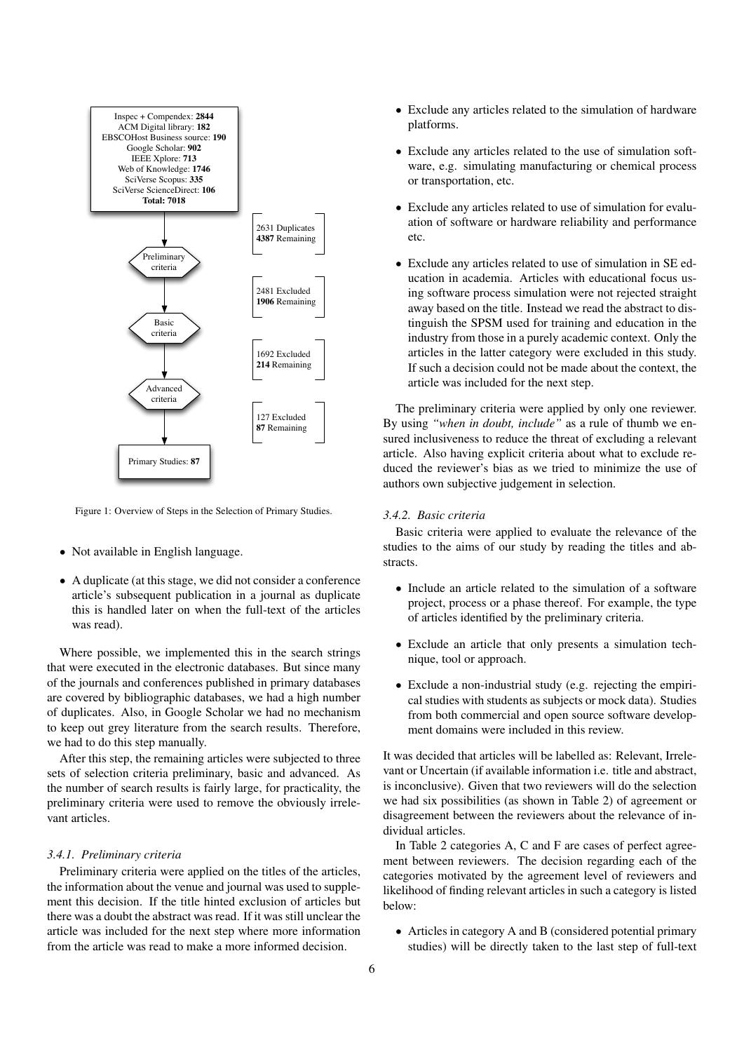Inspec + Compendex: **2844**
ACM Digital library: **182**
EBSCOHost Business source: **190**
Google Scholar: **902**
IEEE Xplore: **713**
Web of Knowledge: **1746**
SciVerse Scopus: **335**
SciVerse ScienceDirect: **106**
**Total: 7018**

2631 Duplicates
**4387** Remaining

Preliminary criteria

2481 Excluded
**1906** Remaining

Basic criteria

1692 Excluded
**214** Remaining

Advanced criteria

127 Excluded
**87** Remaining

Primary Studies: **87**

Figure 1: Overview of Steps in the Selection of Primary Studies.

- Not available in English language.
- A duplicate (at this stage, we did not consider a conference article's subsequent publication in a journal as duplicate this is handled later on when the full-text of the articles was read).

Where possible, we implemented this in the search strings that were executed in the electronic databases. But since many of the journals and conferences published in primary databases are covered by bibliographic databases, we had a high number of duplicates. Also, in Google Scholar we had no mechanism to keep out grey literature from the search results. Therefore, we had to do this step manually.

After this step, the remaining articles were subjected to three sets of selection criteria preliminary, basic and advanced. As the number of search results is fairly large, for practicality, the preliminary criteria were used to remove the obviously irrelevant articles.

#### *3.4.1. Preliminary criteria*

Preliminary criteria were applied on the titles of the articles, the information about the venue and journal was used to supplement this decision. If the title hinted exclusion of articles but there was a doubt the abstract was read. If it was still unclear the article was included for the next step where more information from the article was read to make a more informed decision.

- Exclude any articles related to the simulation of hardware platforms.
- Exclude any articles related to the use of simulation software, e.g. simulating manufacturing or chemical process or transportation, etc.
- Exclude any articles related to use of simulation for evaluation of software or hardware reliability and performance etc.
- Exclude any articles related to use of simulation in SE education in academia. Articles with educational focus using software process simulation were not rejected straight away based on the title. Instead we read the abstract to distinguish the SPSM used for training and education in the industry from those in a purely academic context. Only the articles in the latter category were excluded in this study. If such a decision could not be made about the context, the article was included for the next step.

The preliminary criteria were applied by only one reviewer. By using *"when in doubt, include"* as a rule of thumb we ensured inclusiveness to reduce the threat of excluding a relevant article. Also having explicit criteria about what to exclude reduced the reviewer's bias as we tried to minimize the use of authors own subjective judgement in selection.

#### *3.4.2. Basic criteria*

Basic criteria were applied to evaluate the relevance of the studies to the aims of our study by reading the titles and abstracts.

- Include an article related to the simulation of a software project, process or a phase thereof. For example, the type of articles identified by the preliminary criteria.
- Exclude an article that only presents a simulation technique, tool or approach.
- Exclude a non-industrial study (e.g. rejecting the empirical studies with students as subjects or mock data). Studies from both commercial and open source software development domains were included in this review.

It was decided that articles will be labelled as: Relevant, Irrelevant or Uncertain (if available information i.e. title and abstract, is inconclusive). Given that two reviewers will do the selection we had six possibilities (as shown in Table 2) of agreement or disagreement between the reviewers about the relevance of individual articles.

In Table 2 categories A, C and F are cases of perfect agreement between reviewers. The decision regarding each of the categories motivated by the agreement level of reviewers and likelihood of finding relevant articles in such a category is listed below:

- Articles in category A and B (considered potential primary studies) will be directly taken to the last step of full-text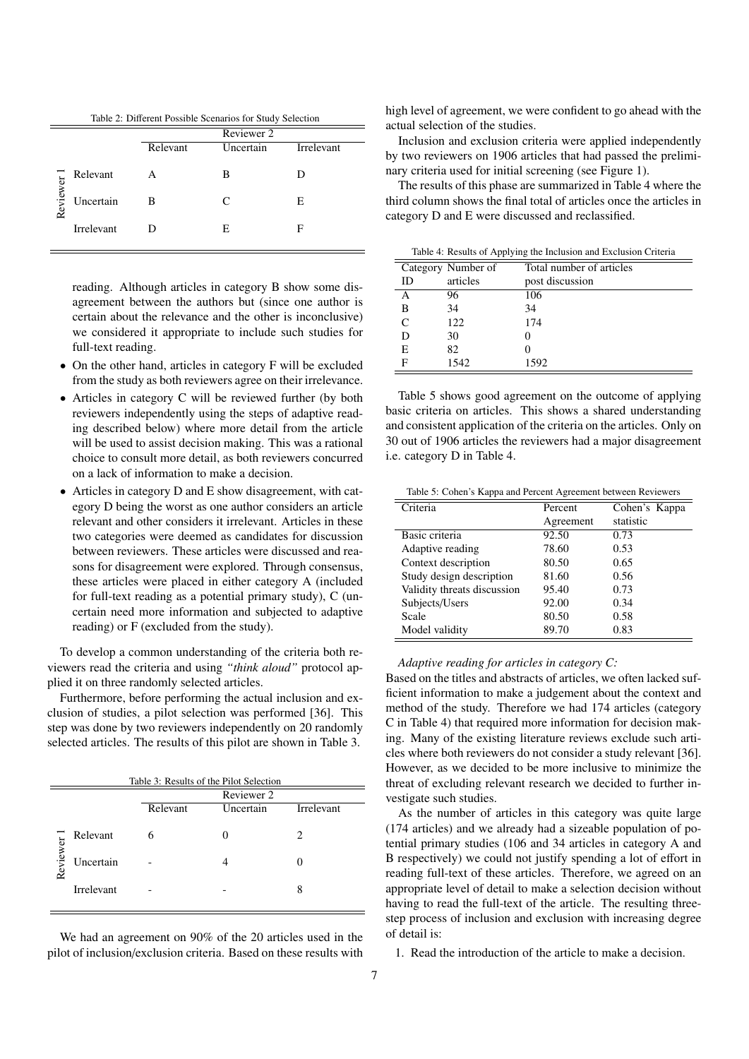Table 2: Different Possible Scenarios for Study Selection

| | | Reviewer 2 | | |
|---|---|---|---|---|
| | | Relevant | Uncertain | Irrelevant |
| Reviewer 1 | Relevant | A | B | D |
| | Uncertain | B | C | E |
| | Irrelevant | D | E | F |

reading. Although articles in category B show some disagreement between the authors but (since one author is certain about the relevance and the other is inconclusive) we considered it appropriate to include such studies for full-text reading.

- On the other hand, articles in category F will be excluded from the study as both reviewers agree on their irrelevance.
- Articles in category C will be reviewed further (by both reviewers independently using the steps of adaptive reading described below) where more detail from the article will be used to assist decision making. This was a rational choice to consult more detail, as both reviewers concurred on a lack of information to make a decision.
- Articles in category D and E show disagreement, with category D being the worst as one author considers an article relevant and other considers it irrelevant. Articles in these two categories were deemed as candidates for discussion between reviewers. These articles were discussed and reasons for disagreement were explored. Through consensus, these articles were placed in either category A (included for full-text reading as a potential primary study), C (uncertain need more information and subjected to adaptive reading) or F (excluded from the study).

To develop a common understanding of the criteria both reviewers read the criteria and using *"think aloud"* protocol applied it on three randomly selected articles.

Furthermore, before performing the actual inclusion and exclusion of studies, a pilot selection was performed [36]. This step was done by two reviewers independently on 20 randomly selected articles. The results of this pilot are shown in Table 3.

Table 3: Results of the Pilot Selection

| | | Reviewer 2 | | |
|---|---|---|---|---|
| | | Relevant | Uncertain | Irrelevant |
| Reviewer 1 | Relevant | 6 | 0 | 2 |
| | Uncertain | - | 4 | 0 |
| | Irrelevant | - | - | 8 |

We had an agreement on 90% of the 20 articles used in the pilot of inclusion/exclusion criteria. Based on these results with high level of agreement, we were confident to go ahead with the actual selection of the studies.

Inclusion and exclusion criteria were applied independently by two reviewers on 1906 articles that had passed the preliminary criteria used for initial screening (see Figure 1).

The results of this phase are summarized in Table 4 where the third column shows the final total of articles once the articles in category D and E were discussed and reclassified.

Table 4: Results of Applying the Inclusion and Exclusion Criteria

| Category ID | Number of articles | Total number of articles post discussion |
|---|---|---|
| A | 96 | 106 |
| B | 34 | 34 |
| C | 122 | 174 |
| D | 30 | 0 |
| E | 82 | 0 |
| F | 1542 | 1592 |

Table 5 shows good agreement on the outcome of applying basic criteria on articles. This shows a shared understanding and consistent application of the criteria on the articles. Only on 30 out of 1906 articles the reviewers had a major disagreement i.e. category D in Table 4.

Table 5: Cohen's Kappa and Percent Agreement between Reviewers

| Criteria | Percent Agreement | Cohen's Kappa statistic |
|---|---|---|
| Basic criteria | 92.50 | 0.73 |
| Adaptive reading | 78.60 | 0.53 |
| Context description | 80.50 | 0.65 |
| Study design description | 81.60 | 0.56 |
| Validity threats discussion | 95.40 | 0.73 |
| Subjects/Users | 92.00 | 0.34 |
| Scale | 80.50 | 0.58 |
| Model validity | 89.70 | 0.83 |

*Adaptive reading for articles in category C:*

Based on the titles and abstracts of articles, we often lacked sufficient information to make a judgement about the context and method of the study. Therefore we had 174 articles (category C in Table 4) that required more information for decision making. Many of the existing literature reviews exclude such articles where both reviewers do not consider a study relevant [36]. However, as we decided to be more inclusive to minimize the threat of excluding relevant research we decided to further investigate such studies.

As the number of articles in this category was quite large (174 articles) and we already had a sizeable population of potential primary studies (106 and 34 articles in category A and B respectively) we could not justify spending a lot of effort in reading full-text of these articles. Therefore, we agreed on an appropriate level of detail to make a selection decision without having to read the full-text of the article. The resulting three-step process of inclusion and exclusion with increasing degree of detail is:

1. Read the introduction of the article to make a decision.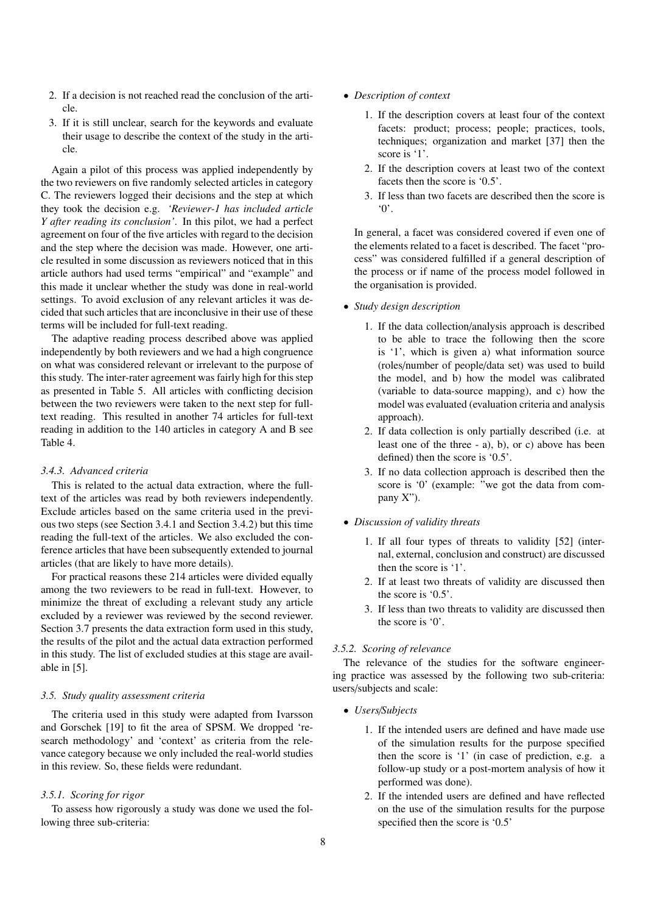2. If a decision is not reached read the conclusion of the article.
3. If it is still unclear, search for the keywords and evaluate their usage to describe the context of the study in the article.

Again a pilot of this process was applied independently by the two reviewers on five randomly selected articles in category C. The reviewers logged their decisions and the step at which they took the decision e.g. *'Reviewer-1 has included article Y after reading its conclusion'*. In this pilot, we had a perfect agreement on four of the five articles with regard to the decision and the step where the decision was made. However, one article resulted in some discussion as reviewers noticed that in this article authors had used terms "empirical" and "example" and this made it unclear whether the study was done in real-world settings. To avoid exclusion of any relevant articles it was decided that such articles that are inconclusive in their use of these terms will be included for full-text reading.

The adaptive reading process described above was applied independently by both reviewers and we had a high congruence on what was considered relevant or irrelevant to the purpose of this study. The inter-rater agreement was fairly high for this step as presented in Table 5. All articles with conflicting decision between the two reviewers were taken to the next step for full-text reading. This resulted in another 74 articles for full-text reading in addition to the 140 articles in category A and B see Table 4.

#### 3.4.3. Advanced criteria

This is related to the actual data extraction, where the full-text of the articles was read by both reviewers independently. Exclude articles based on the same criteria used in the previous two steps (see Section 3.4.1 and Section 3.4.2) but this time reading the full-text of the articles. We also excluded the conference articles that have been subsequently extended to journal articles (that are likely to have more details).

For practical reasons these 214 articles were divided equally among the two reviewers to be read in full-text. However, to minimize the threat of excluding a relevant study any article excluded by a reviewer was reviewed by the second reviewer. Section 3.7 presents the data extraction form used in this study, the results of the pilot and the actual data extraction performed in this study. The list of excluded studies at this stage are available in [5].

### 3.5. Study quality assessment criteria

The criteria used in this study were adapted from Ivarsson and Gorschek [19] to fit the area of SPSM. We dropped 'research methodology' and 'context' as criteria from the relevance category because we only included the real-world studies in this review. So, these fields were redundant.

#### 3.5.1. Scoring for rigor

To assess how rigorously a study was done we used the following three sub-criteria:

- *Description of context*
  1. If the description covers at least four of the context facets: product; process; people; practices, tools, techniques; organization and market [37] then the score is '1'.
  2. If the description covers at least two of the context facets then the score is '0.5'.
  3. If less than two facets are described then the score is '0'.

  In general, a facet was considered covered if even one of the elements related to a facet is described. The facet "process" was considered fulfilled if a general description of the process or if name of the process model followed in the organisation is provided.

- *Study design description*
  1. If the data collection/analysis approach is described to be able to trace the following then the score is '1', which is given a) what information source (roles/number of people/data set) was used to build the model, and b) how the model was calibrated (variable to data-source mapping), and c) how the model was evaluated (evaluation criteria and analysis approach).
  2. If data collection is only partially described (i.e. at least one of the three - a), b), or c) above has been defined) then the score is '0.5'.
  3. If no data collection approach is described then the score is '0' (example: "we got the data from company X").

- *Discussion of validity threats*
  1. If all four types of threats to validity [52] (internal, external, conclusion and construct) are discussed then the score is '1'.
  2. If at least two threats of validity are discussed then the score is '0.5'.
  3. If less than two threats to validity are discussed then the score is '0'.

#### 3.5.2. Scoring of relevance

The relevance of the studies for the software engineering practice was assessed by the following two sub-criteria: users/subjects and scale:

- *Users/Subjects*
  1. If the intended users are defined and have made use of the simulation results for the purpose specified then the score is '1' (in case of prediction, e.g. a follow-up study or a post-mortem analysis of how it performed was done).
  2. If the intended users are defined and have reflected on the use of the simulation results for the purpose specified then the score is '0.5'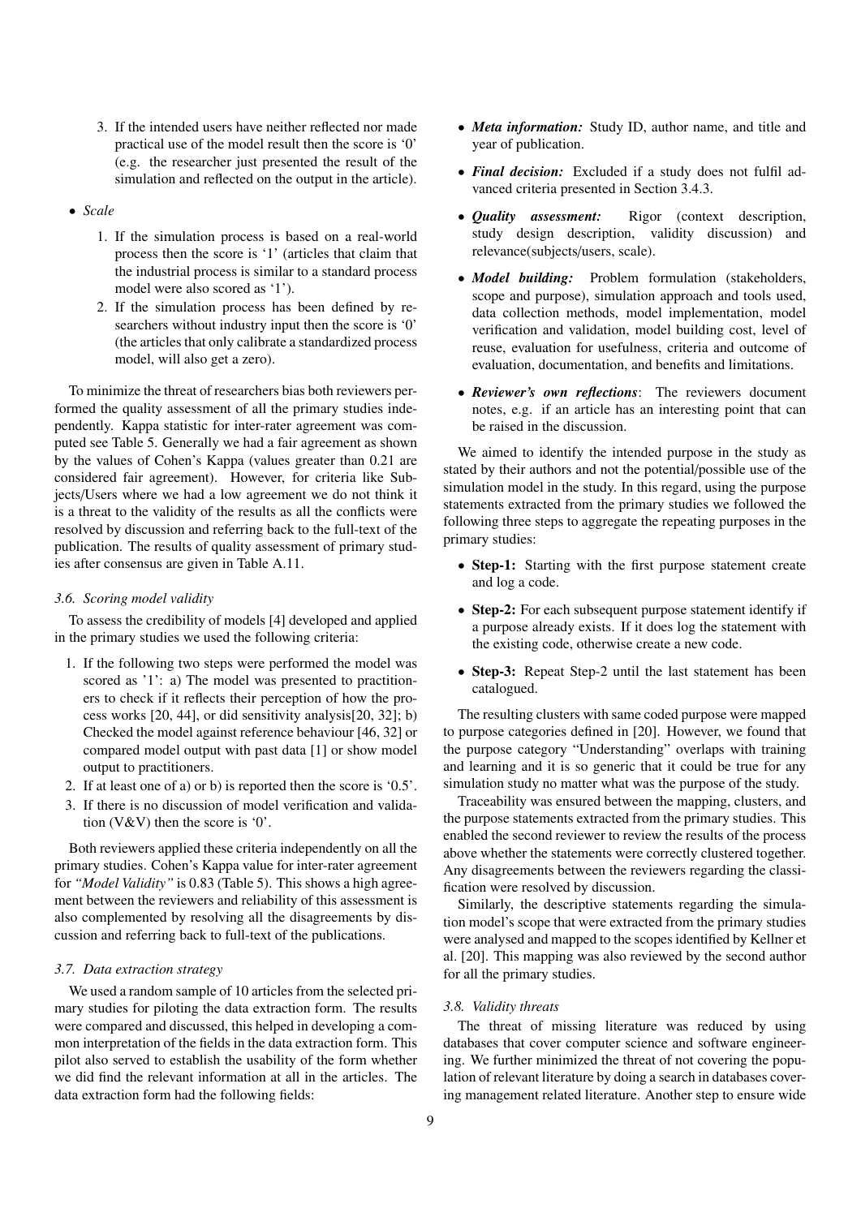3. If the intended users have neither reflected nor made practical use of the model result then the score is '0' (e.g. the researcher just presented the result of the simulation and reflected on the output in the article).

- *Scale*

    1. If the simulation process is based on a real-world process then the score is '1' (articles that claim that the industrial process is similar to a standard process model were also scored as '1').
    2. If the simulation process has been defined by researchers without industry input then the score is '0' (the articles that only calibrate a standardized process model, will also get a zero).

To minimize the threat of researchers bias both reviewers performed the quality assessment of all the primary studies independently. Kappa statistic for inter-rater agreement was computed see Table 5. Generally we had a fair agreement as shown by the values of Cohen's Kappa (values greater than 0.21 are considered fair agreement). However, for criteria like Subjects/Users where we had a low agreement we do not think it is a threat to the validity of the results as all the conflicts were resolved by discussion and referring back to the full-text of the publication. The results of quality assessment of primary studies after consensus are given in Table A.11.

### 3.6. Scoring model validity

To assess the credibility of models [4] developed and applied in the primary studies we used the following criteria:

1. If the following two steps were performed the model was scored as '1': a) The model was presented to practitioners to check if it reflects their perception of how the process works [20, 44], or did sensitivity analysis[20, 32]; b) Checked the model against reference behaviour [46, 32] or compared model output with past data [1] or show model output to practitioners.
2. If at least one of a) or b) is reported then the score is '0.5'.
3. If there is no discussion of model verification and validation (V&V) then the score is '0'.

Both reviewers applied these criteria independently on all the primary studies. Cohen's Kappa value for inter-rater agreement for *"Model Validity"* is 0.83 (Table 5). This shows a high agreement between the reviewers and reliability of this assessment is also complemented by resolving all the disagreements by discussion and referring back to full-text of the publications.

### 3.7. Data extraction strategy

We used a random sample of 10 articles from the selected primary studies for piloting the data extraction form. The results were compared and discussed, this helped in developing a common interpretation of the fields in the data extraction form. This pilot also served to establish the usability of the form whether we did find the relevant information at all in the articles. The data extraction form had the following fields:

- ***Meta information:*** Study ID, author name, and title and year of publication.
- ***Final decision:*** Excluded if a study does not fulfil advanced criteria presented in Section 3.4.3.
- ***Quality assessment:*** Rigor (context description, study design description, validity discussion) and relevance(subjects/users, scale).
- ***Model building:*** Problem formulation (stakeholders, scope and purpose), simulation approach and tools used, data collection methods, model implementation, model verification and validation, model building cost, level of reuse, evaluation for usefulness, criteria and outcome of evaluation, documentation, and benefits and limitations.
- ***Reviewer's own reflections***: The reviewers document notes, e.g. if an article has an interesting point that can be raised in the discussion.

We aimed to identify the intended purpose in the study as stated by their authors and not the potential/possible use of the simulation model in the study. In this regard, using the purpose statements extracted from the primary studies we followed the following three steps to aggregate the repeating purposes in the primary studies:

- **Step-1:** Starting with the first purpose statement create and log a code.
- **Step-2:** For each subsequent purpose statement identify if a purpose already exists. If it does log the statement with the existing code, otherwise create a new code.
- **Step-3:** Repeat Step-2 until the last statement has been catalogued.

The resulting clusters with same coded purpose were mapped to purpose categories defined in [20]. However, we found that the purpose category "Understanding" overlaps with training and learning and it is so generic that it could be true for any simulation study no matter what was the purpose of the study.

Traceability was ensured between the mapping, clusters, and the purpose statements extracted from the primary studies. This enabled the second reviewer to review the results of the process above whether the statements were correctly clustered together. Any disagreements between the reviewers regarding the classification were resolved by discussion.

Similarly, the descriptive statements regarding the simulation model's scope that were extracted from the primary studies were analysed and mapped to the scopes identified by Kellner et al. [20]. This mapping was also reviewed by the second author for all the primary studies.

### 3.8. Validity threats

The threat of missing literature was reduced by using databases that cover computer science and software engineering. We further minimized the threat of not covering the population of relevant literature by doing a search in databases covering management related literature. Another step to ensure wide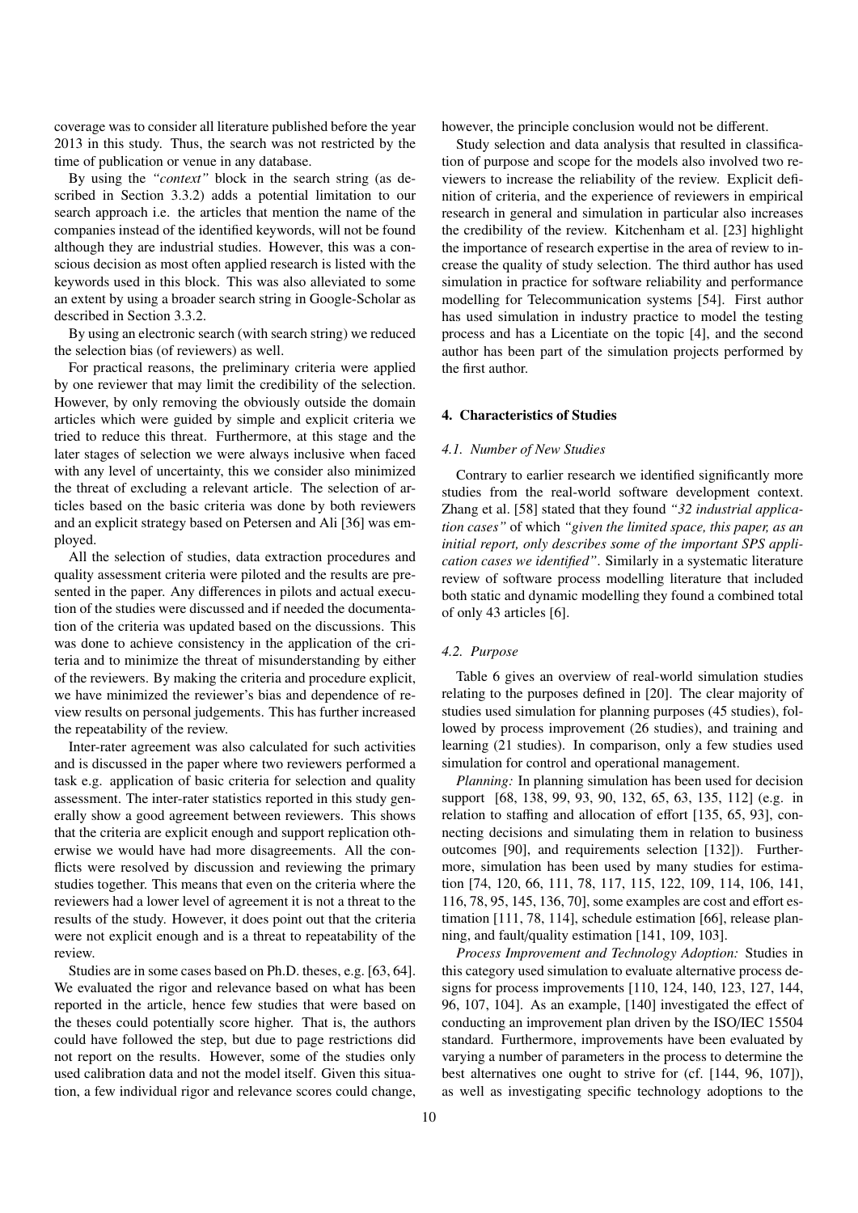coverage was to consider all literature published before the year 2013 in this study. Thus, the search was not restricted by the time of publication or venue in any database.

By using the *"context"* block in the search string (as described in Section 3.3.2) adds a potential limitation to our search approach i.e. the articles that mention the name of the companies instead of the identified keywords, will not be found although they are industrial studies. However, this was a conscious decision as most often applied research is listed with the keywords used in this block. This was also alleviated to some an extent by using a broader search string in Google-Scholar as described in Section 3.3.2.

By using an electronic search (with search string) we reduced the selection bias (of reviewers) as well.

For practical reasons, the preliminary criteria were applied by one reviewer that may limit the credibility of the selection. However, by only removing the obviously outside the domain articles which were guided by simple and explicit criteria we tried to reduce this threat. Furthermore, at this stage and the later stages of selection we were always inclusive when faced with any level of uncertainty, this we consider also minimized the threat of excluding a relevant article. The selection of articles based on the basic criteria was done by both reviewers and an explicit strategy based on Petersen and Ali [36] was employed.

All the selection of studies, data extraction procedures and quality assessment criteria were piloted and the results are presented in the paper. Any differences in pilots and actual execution of the studies were discussed and if needed the documentation of the criteria was updated based on the discussions. This was done to achieve consistency in the application of the criteria and to minimize the threat of misunderstanding by either of the reviewers. By making the criteria and procedure explicit, we have minimized the reviewer's bias and dependence of review results on personal judgements. This has further increased the repeatability of the review.

Inter-rater agreement was also calculated for such activities and is discussed in the paper where two reviewers performed a task e.g. application of basic criteria for selection and quality assessment. The inter-rater statistics reported in this study generally show a good agreement between reviewers. This shows that the criteria are explicit enough and support replication otherwise we would have had more disagreements. All the conflicts were resolved by discussion and reviewing the primary studies together. This means that even on the criteria where the reviewers had a lower level of agreement it is not a threat to the results of the study. However, it does point out that the criteria were not explicit enough and is a threat to repeatability of the review.

Studies are in some cases based on Ph.D. theses, e.g. [63, 64]. We evaluated the rigor and relevance based on what has been reported in the article, hence few studies that were based on the theses could potentially score higher. That is, the authors could have followed the step, but due to page restrictions did not report on the results. However, some of the studies only used calibration data and not the model itself. Given this situation, a few individual rigor and relevance scores could change, however, the principle conclusion would not be different.

Study selection and data analysis that resulted in classification of purpose and scope for the models also involved two reviewers to increase the reliability of the review. Explicit definition of criteria, and the experience of reviewers in empirical research in general and simulation in particular also increases the credibility of the review. Kitchenham et al. [23] highlight the importance of research expertise in the area of review to increase the quality of study selection. The third author has used simulation in practice for software reliability and performance modelling for Telecommunication systems [54]. First author has used simulation in industry practice to model the testing process and has a Licentiate on the topic [4], and the second author has been part of the simulation projects performed by the first author.

## 4. Characteristics of Studies

### 4.1. Number of New Studies

Contrary to earlier research we identified significantly more studies from the real-world software development context. Zhang et al. [58] stated that they found *"32 industrial application cases"* of which *"given the limited space, this paper, as an initial report, only describes some of the important SPS application cases we identified"*. Similarly in a systematic literature review of software process modelling literature that included both static and dynamic modelling they found a combined total of only 43 articles [6].

### 4.2. Purpose

Table 6 gives an overview of real-world simulation studies relating to the purposes defined in [20]. The clear majority of studies used simulation for planning purposes (45 studies), followed by process improvement (26 studies), and training and learning (21 studies). In comparison, only a few studies used simulation for control and operational management.

*Planning:* In planning simulation has been used for decision support [68, 138, 99, 93, 90, 132, 65, 63, 135, 112] (e.g. in relation to staffing and allocation of effort [135, 65, 93], connecting decisions and simulating them in relation to business outcomes [90], and requirements selection [132]). Furthermore, simulation has been used by many studies for estimation [74, 120, 66, 111, 78, 117, 115, 122, 109, 114, 106, 141, 116, 78, 95, 145, 136, 70], some examples are cost and effort estimation [111, 78, 114], schedule estimation [66], release planning, and fault/quality estimation [141, 109, 103].

*Process Improvement and Technology Adoption:* Studies in this category used simulation to evaluate alternative process designs for process improvements [110, 124, 140, 123, 127, 144, 96, 107, 104]. As an example, [140] investigated the effect of conducting an improvement plan driven by the ISO/IEC 15504 standard. Furthermore, improvements have been evaluated by varying a number of parameters in the process to determine the best alternatives one ought to strive for (cf. [144, 96, 107]), as well as investigating specific technology adoptions to the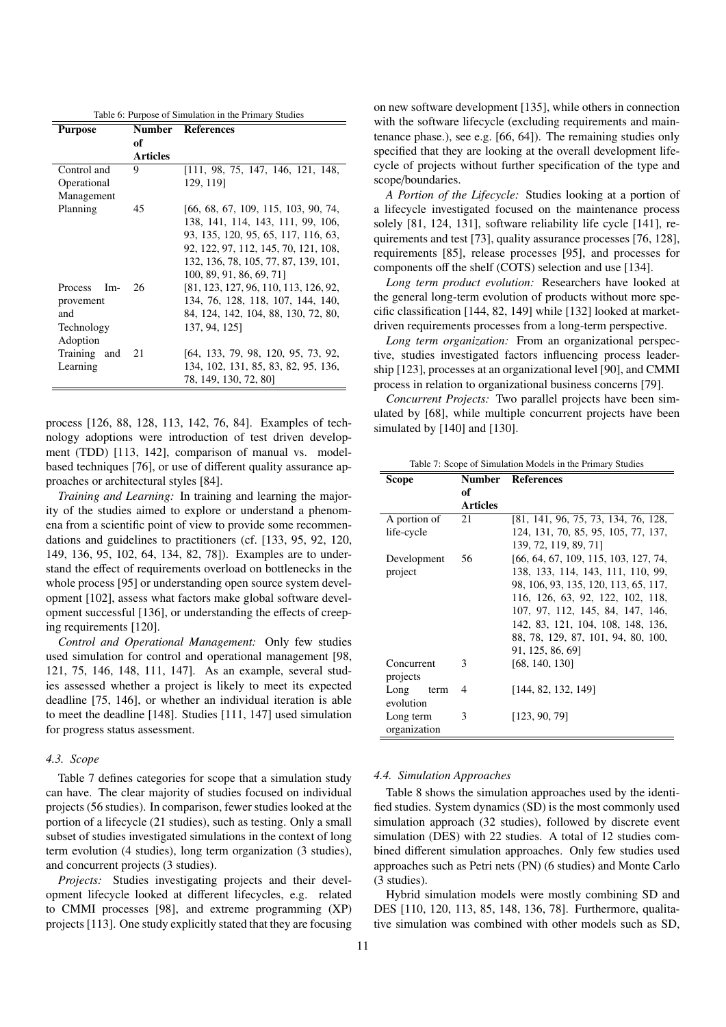Table 6: Purpose of Simulation in the Primary Studies

| Purpose | Number of Articles | References |
|---|---|---|
| Control and Operational Management | 9 | [111, 98, 75, 147, 146, 121, 148, 129, 119] |
| Planning | 45 | [66, 68, 67, 109, 115, 103, 90, 74, 138, 141, 114, 143, 111, 99, 106, 93, 135, 120, 95, 65, 117, 116, 63, 92, 122, 97, 112, 145, 70, 121, 108, 132, 136, 78, 105, 77, 87, 139, 101, 100, 89, 91, 86, 69, 71] |
| Process Improvement and Technology Adoption | 26 | [81, 123, 127, 96, 110, 113, 126, 92, 134, 76, 128, 118, 107, 144, 140, 84, 124, 142, 104, 88, 130, 72, 80, 137, 94, 125] |
| Training and Learning | 21 | [64, 133, 79, 98, 120, 95, 73, 92, 134, 102, 131, 85, 83, 82, 95, 136, 78, 149, 130, 72, 80] |

process [126, 88, 128, 113, 142, 76, 84]. Examples of technology adoptions were introduction of test driven development (TDD) [113, 142], comparison of manual vs. model-based techniques [76], or use of different quality assurance approaches or architectural styles [84].

*Training and Learning:* In training and learning the majority of the studies aimed to explore or understand a phenomena from a scientific point of view to provide some recommendations and guidelines to practitioners (cf. [133, 95, 92, 120, 149, 136, 95, 102, 64, 134, 82, 78]). Examples are to understand the effect of requirements overload on bottlenecks in the whole process [95] or understanding open source system development [102], assess what factors make global software development successful [136], or understanding the effects of creeping requirements [120].

*Control and Operational Management:* Only few studies used simulation for control and operational management [98, 121, 75, 146, 148, 111, 147]. As an example, several studies assessed whether a project is likely to meet its expected deadline [75, 146], or whether an individual iteration is able to meet the deadline [148]. Studies [111, 147] used simulation for progress status assessment.

### 4.3. Scope

Table 7 defines categories for scope that a simulation study can have. The clear majority of studies focused on individual projects (56 studies). In comparison, fewer studies looked at the portion of a lifecycle (21 studies), such as testing. Only a small subset of studies investigated simulations in the context of long term evolution (4 studies), long term organization (3 studies), and concurrent projects (3 studies).

*Projects:* Studies investigating projects and their development lifecycle looked at different lifecycles, e.g. related to CMMI processes [98], and extreme programming (XP) projects [113]. One study explicitly stated that they are focusing on new software development [135], while others in connection with the software lifecycle (excluding requirements and maintenance phase.), see e.g. [66, 64]). The remaining studies only specified that they are looking at the overall development lifecycle of projects without further specification of the type and scope/boundaries.

*A Portion of the Lifecycle:* Studies looking at a portion of a lifecycle investigated focused on the maintenance process solely [81, 124, 131], software reliability life cycle [141], requirements and test [73], quality assurance processes [76, 128], requirements [85], release processes [95], and processes for components off the shelf (COTS) selection and use [134].

*Long term product evolution:* Researchers have looked at the general long-term evolution of products without more specific classification [144, 82, 149] while [132] looked at market-driven requirements processes from a long-term perspective.

*Long term organization:* From an organizational perspective, studies investigated factors influencing process leadership [123], processes at an organizational level [90], and CMMI process in relation to organizational business concerns [79].

*Concurrent Projects:* Two parallel projects have been simulated by [68], while multiple concurrent projects have been simulated by [140] and [130].

Table 7: Scope of Simulation Models in the Primary Studies

| Scope | Number of Articles | References |
|---|---|---|
| A portion of life-cycle | 21 | [81, 141, 96, 75, 73, 134, 76, 128, 124, 131, 70, 85, 95, 105, 77, 137, 139, 72, 119, 89, 71] |
| Development project | 56 | [66, 64, 67, 109, 115, 103, 127, 74, 138, 133, 114, 143, 111, 110, 99, 98, 106, 93, 135, 120, 113, 65, 117, 116, 126, 63, 92, 122, 102, 118, 107, 97, 112, 145, 84, 147, 146, 142, 83, 121, 104, 108, 148, 136, 88, 78, 129, 87, 101, 94, 80, 100, 91, 125, 86, 69] |
| Concurrent projects | 3 | [68, 140, 130] |
| Long term evolution | 4 | [144, 82, 132, 149] |
| Long term organization | 3 | [123, 90, 79] |

### 4.4. Simulation Approaches

Table 8 shows the simulation approaches used by the identified studies. System dynamics (SD) is the most commonly used simulation approach (32 studies), followed by discrete event simulation (DES) with 22 studies. A total of 12 studies combined different simulation approaches. Only few studies used approaches such as Petri nets (PN) (6 studies) and Monte Carlo (3 studies).

Hybrid simulation models were mostly combining SD and DES [110, 120, 113, 85, 148, 136, 78]. Furthermore, qualitative simulation was combined with other models such as SD,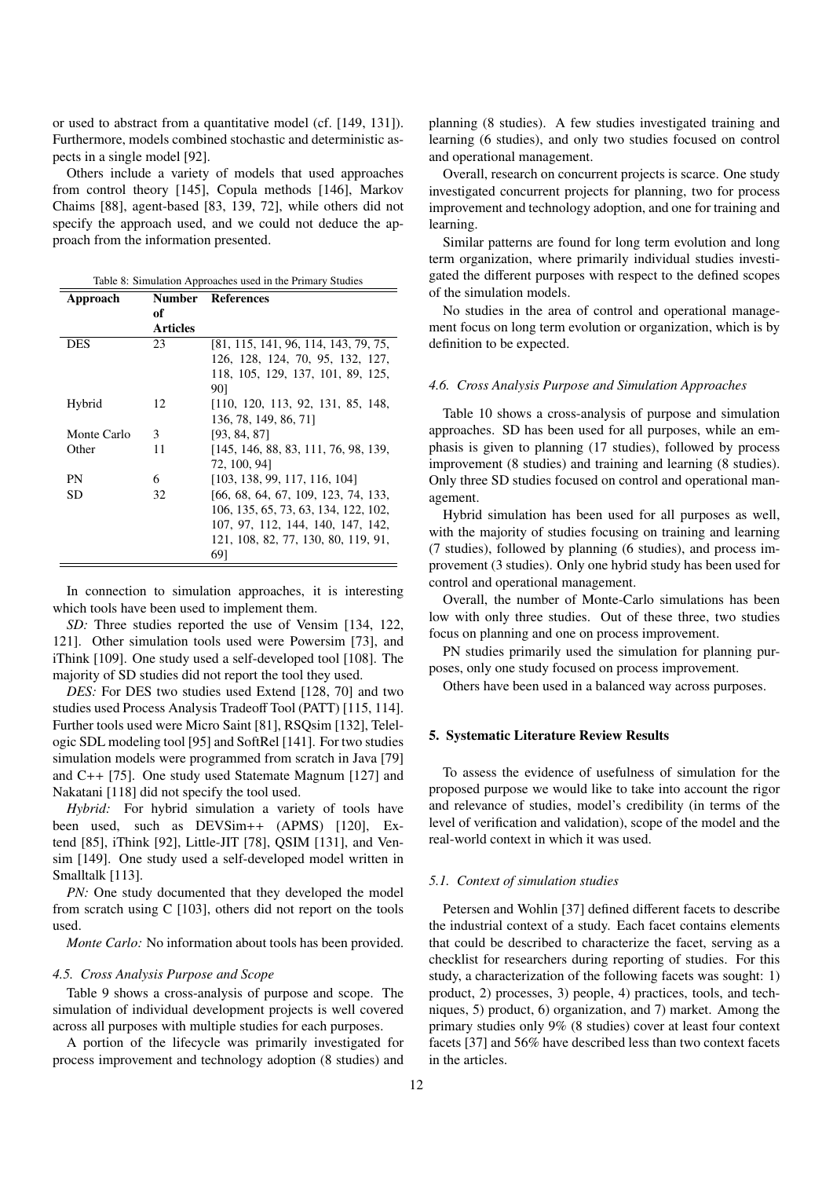or used to abstract from a quantitative model (cf. [149, 131]). Furthermore, models combined stochastic and deterministic aspects in a single model [92].

Others include a variety of models that used approaches from control theory [145], Copula methods [146], Markov Chaims [88], agent-based [83, 139, 72], while others did not specify the approach used, and we could not deduce the approach from the information presented.

Table 8: Simulation Approaches used in the Primary Studies

| Approach | Number of Articles | References |
|---|---|---|
| DES | 23 | [81, 115, 141, 96, 114, 143, 79, 75, 126, 128, 124, 70, 95, 132, 127, 118, 105, 129, 137, 101, 89, 125, 90] |
| Hybrid | 12 | [110, 120, 113, 92, 131, 85, 148, 136, 78, 149, 86, 71] |
| Monte Carlo | 3 | [93, 84, 87] |
| Other | 11 | [145, 146, 88, 83, 111, 76, 98, 139, 72, 100, 94] |
| PN | 6 | [103, 138, 99, 117, 116, 104] |
| SD | 32 | [66, 68, 64, 67, 109, 123, 74, 133, 106, 135, 65, 73, 63, 134, 122, 102, 107, 97, 112, 144, 140, 147, 142, 121, 108, 82, 77, 130, 80, 119, 91, 69] |

In connection to simulation approaches, it is interesting which tools have been used to implement them.

*SD:* Three studies reported the use of Vensim [134, 122, 121]. Other simulation tools used were Powersim [73], and iThink [109]. One study used a self-developed tool [108]. The majority of SD studies did not report the tool they used.

*DES:* For DES two studies used Extend [128, 70] and two studies used Process Analysis Tradeoff Tool (PATT) [115, 114]. Further tools used were Micro Saint [81], RSQsim [132], Telelogic SDL modeling tool [95] and SoftRel [141]. For two studies simulation models were programmed from scratch in Java [79] and C++ [75]. One study used Statemate Magnum [127] and Nakatani [118] did not specify the tool used.

*Hybrid:* For hybrid simulation a variety of tools have been used, such as DEVSim++ (APMS) [120], Extend [85], iThink [92], Little-JIT [78], QSIM [131], and Vensim [149]. One study used a self-developed model written in Smalltalk [113].

*PN:* One study documented that they developed the model from scratch using C [103], others did not report on the tools used.

*Monte Carlo:* No information about tools has been provided.

#### *4.5. Cross Analysis Purpose and Scope*

Table 9 shows a cross-analysis of purpose and scope. The simulation of individual development projects is well covered across all purposes with multiple studies for each purposes.

A portion of the lifecycle was primarily investigated for process improvement and technology adoption (8 studies) and planning (8 studies). A few studies investigated training and learning (6 studies), and only two studies focused on control and operational management.

Overall, research on concurrent projects is scarce. One study investigated concurrent projects for planning, two for process improvement and technology adoption, and one for training and learning.

Similar patterns are found for long term evolution and long term organization, where primarily individual studies investigated the different purposes with respect to the defined scopes of the simulation models.

No studies in the area of control and operational management focus on long term evolution or organization, which is by definition to be expected.

#### *4.6. Cross Analysis Purpose and Simulation Approaches*

Table 10 shows a cross-analysis of purpose and simulation approaches. SD has been used for all purposes, while an emphasis is given to planning (17 studies), followed by process improvement (8 studies) and training and learning (8 studies). Only three SD studies focused on control and operational management.

Hybrid simulation has been used for all purposes as well, with the majority of studies focusing on training and learning (7 studies), followed by planning (6 studies), and process improvement (3 studies). Only one hybrid study has been used for control and operational management.

Overall, the number of Monte-Carlo simulations has been low with only three studies. Out of these three, two studies focus on planning and one on process improvement.

PN studies primarily used the simulation for planning purposes, only one study focused on process improvement.

Others have been used in a balanced way across purposes.

## 5. Systematic Literature Review Results

To assess the evidence of usefulness of simulation for the proposed purpose we would like to take into account the rigor and relevance of studies, model's credibility (in terms of the level of verification and validation), scope of the model and the real-world context in which it was used.

#### *5.1. Context of simulation studies*

Petersen and Wohlin [37] defined different facets to describe the industrial context of a study. Each facet contains elements that could be described to characterize the facet, serving as a checklist for researchers during reporting of studies. For this study, a characterization of the following facets was sought: 1) product, 2) processes, 3) people, 4) practices, tools, and techniques, 5) product, 6) organization, and 7) market. Among the primary studies only 9% (8 studies) cover at least four context facets [37] and 56% have described less than two context facets in the articles.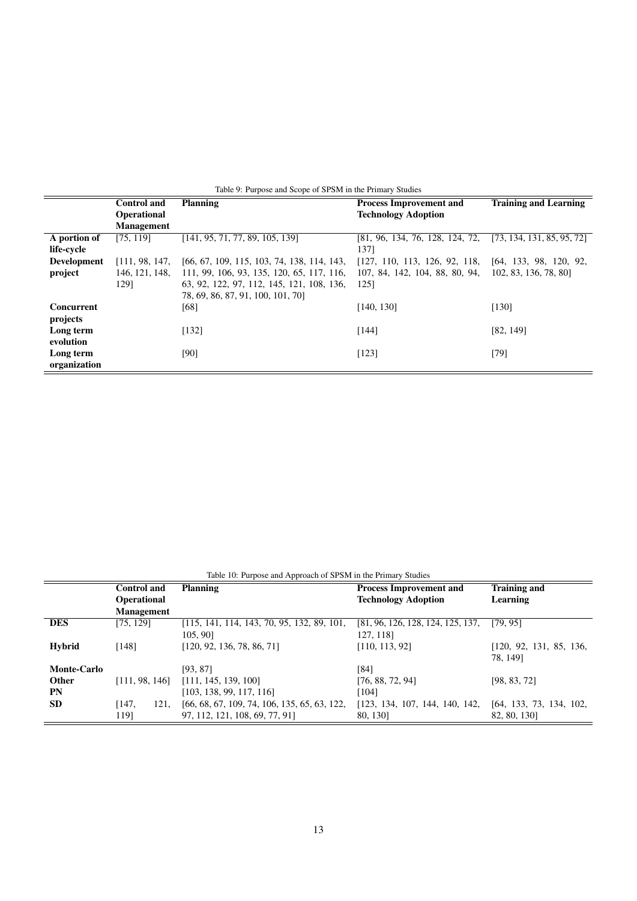Table 9: Purpose and Scope of SPSM in the Primary Studies

| | Control and Operational Management | Planning | Process Improvement and Technology Adoption | Training and Learning |
|---|---|---|---|---|
| **A portion of life-cycle** | [75, 119] | [141, 95, 71, 77, 89, 105, 139] | [81, 96, 134, 76, 128, 124, 72, 137] | [73, 134, 131, 85, 95, 72] |
| **Development project** | [111, 98, 147, 146, 121, 148, 129] | [66, 67, 109, 115, 103, 74, 138, 114, 143, 111, 99, 106, 93, 135, 120, 65, 117, 116, 63, 92, 122, 97, 112, 145, 121, 108, 136, 78, 69, 86, 87, 91, 100, 101, 70] | [127, 110, 113, 126, 92, 118, 107, 84, 142, 104, 88, 80, 94, 125] | [64, 133, 98, 120, 92, 102, 83, 136, 78, 80] |
| **Concurrent projects** | | [68] | [140, 130] | [130] |
| **Long term evolution** | | [132] | [144] | [82, 149] |
| **Long term organization** | | [90] | [123] | [79] |

Table 10: Purpose and Approach of SPSM in the Primary Studies

| | Control and Operational Management | Planning | Process Improvement and Technology Adoption | Training and Learning |
|---|---|---|---|---|
| **DES** | [75, 129] | [115, 141, 114, 143, 70, 95, 132, 89, 101, 105, 90] | [81, 96, 126, 128, 124, 125, 137, 127, 118] | [79, 95] |
| **Hybrid** | [148] | [120, 92, 136, 78, 86, 71] | [110, 113, 92] | [120, 92, 131, 85, 136, 78, 149] |
| **Monte-Carlo** | | [93, 87] | [84] | |
| **Other** | [111, 98, 146] | [111, 145, 139, 100] | [76, 88, 72, 94] | [98, 83, 72] |
| **PN** | | [103, 138, 99, 117, 116] | [104] | |
| **SD** | [147, 121, 119] | [66, 68, 67, 109, 74, 106, 135, 65, 63, 122, 97, 112, 121, 108, 69, 77, 91] | [123, 134, 107, 144, 140, 142, 80, 130] | [64, 133, 73, 134, 102, 82, 80, 130] |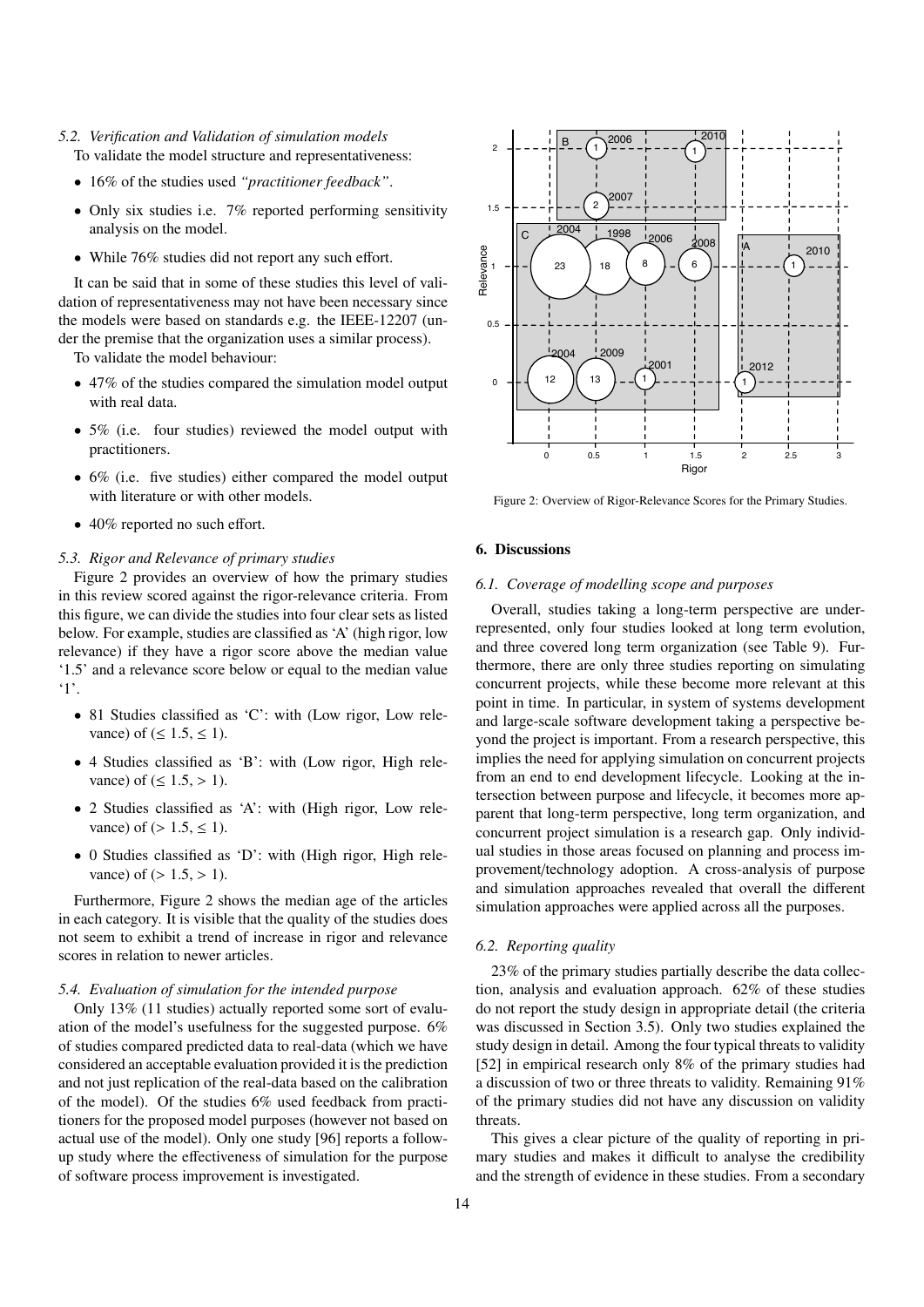*5.2. Verification and Validation of simulation models*

To validate the model structure and representativeness:

- 16% of the studies used *"practitioner feedback"*.
- Only six studies i.e. 7% reported performing sensitivity analysis on the model.
- While 76% studies did not report any such effort.

It can be said that in some of these studies this level of validation of representativeness may not have been necessary since the models were based on standards e.g. the IEEE-12207 (under the premise that the organization uses a similar process).

To validate the model behaviour:

- 47% of the studies compared the simulation model output with real data.
- 5% (i.e. four studies) reviewed the model output with practitioners.
- 6% (i.e. five studies) either compared the model output with literature or with other models.
- 40% reported no such effort.

*5.3. Rigor and Relevance of primary studies*

Figure 2 provides an overview of how the primary studies in this review scored against the rigor-relevance criteria. From this figure, we can divide the studies into four clear sets as listed below. For example, studies are classified as 'A' (high rigor, low relevance) if they have a rigor score above the median value '1.5' and a relevance score below or equal to the median value '1'.

- 81 Studies classified as 'C': with (Low rigor, Low relevance) of ($\leq 1.5, \leq 1$).
- 4 Studies classified as 'B': with (Low rigor, High relevance) of ($\leq 1.5, > 1$).
- 2 Studies classified as 'A': with (High rigor, Low relevance) of ($> 1.5, \leq 1$).
- 0 Studies classified as 'D': with (High rigor, High relevance) of ($> 1.5, > 1$).

Furthermore, Figure 2 shows the median age of the articles in each category. It is visible that the quality of the studies does not seem to exhibit a trend of increase in rigor and relevance scores in relation to newer articles.

*5.4. Evaluation of simulation for the intended purpose*

Only 13% (11 studies) actually reported some sort of evaluation of the model's usefulness for the suggested purpose. 6% of studies compared predicted data to real-data (which we have considered an acceptable evaluation provided it is the prediction and not just replication of the real-data based on the calibration of the model). Of the studies 6% used feedback from practitioners for the proposed model purposes (however not based on actual use of the model). Only one study [96] reports a follow-up study where the effectiveness of simulation for the purpose of software process improvement is investigated.

Figure 2: Overview of Rigor-Relevance Scores for the Primary Studies.

## 6. Discussions

*6.1. Coverage of modelling scope and purposes*

Overall, studies taking a long-term perspective are under-represented, only four studies looked at long term evolution, and three covered long term organization (see Table 9). Furthermore, there are only three studies reporting on simulating concurrent projects, while these become more relevant at this point in time. In particular, in system of systems development and large-scale software development taking a perspective beyond the project is important. From a research perspective, this implies the need for applying simulation on concurrent projects from an end to end development lifecycle. Looking at the intersection between purpose and lifecycle, it becomes more apparent that long-term perspective, long term organization, and concurrent project simulation is a research gap. Only individual studies in those areas focused on planning and process improvement/technology adoption. A cross-analysis of purpose and simulation approaches revealed that overall the different simulation approaches were applied across all the purposes.

*6.2. Reporting quality*

23% of the primary studies partially describe the data collection, analysis and evaluation approach. 62% of these studies do not report the study design in appropriate detail (the criteria was discussed in Section 3.5). Only two studies explained the study design in detail. Among the four typical threats to validity [52] in empirical research only 8% of the primary studies had a discussion of two or three threats to validity. Remaining 91% of the primary studies did not have any discussion on validity threats.

This gives a clear picture of the quality of reporting in primary studies and makes it difficult to analyse the credibility and the strength of evidence in these studies. From a secondary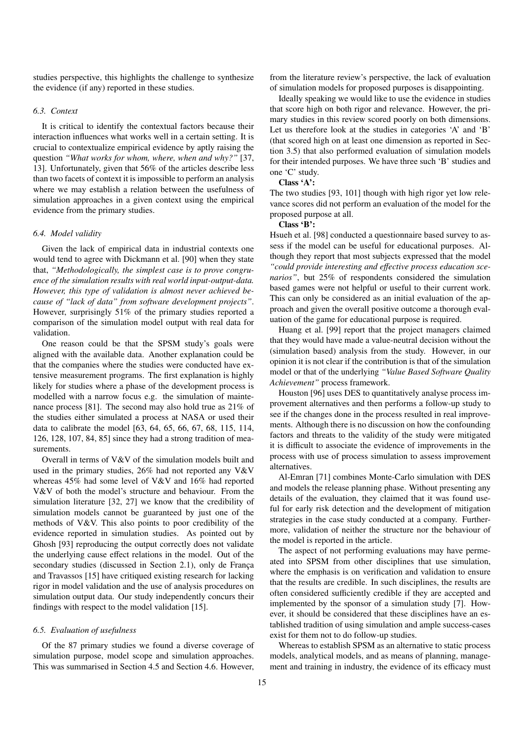studies perspective, this highlights the challenge to synthesize the evidence (if any) reported in these studies.

### 6.3. Context

It is critical to identify the contextual factors because their interaction influences what works well in a certain setting. It is crucial to contextualize empirical evidence by aptly raising the question *"What works for whom, where, when and why?"* [37, 13]. Unfortunately, given that 56% of the articles describe less than two facets of context it is impossible to perform an analysis where we may establish a relation between the usefulness of simulation approaches in a given context using the empirical evidence from the primary studies.

### 6.4. Model validity

Given the lack of empirical data in industrial contexts one would tend to agree with Dickmann et al. [90] when they state that, *"Methodologically, the simplest case is to prove congruence of the simulation results with real world input-output-data. However, this type of validation is almost never achieved because of "lack of data" from software development projects"*. However, surprisingly 51% of the primary studies reported a comparison of the simulation model output with real data for validation.

One reason could be that the SPSM study's goals were aligned with the available data. Another explanation could be that the companies where the studies were conducted have extensive measurement programs. The first explanation is highly likely for studies where a phase of the development process is modelled with a narrow focus e.g. the simulation of maintenance process [81]. The second may also hold true as 21% of the studies either simulated a process at NASA or used their data to calibrate the model [63, 64, 65, 66, 67, 68, 115, 114, 126, 128, 107, 84, 85] since they had a strong tradition of measurements.

Overall in terms of V&V of the simulation models built and used in the primary studies, 26% had not reported any V&V whereas 45% had some level of V&V and 16% had reported V&V of both the model's structure and behaviour. From the simulation literature [32, 27] we know that the credibility of simulation models cannot be guaranteed by just one of the methods of V&V. This also points to poor credibility of the evidence reported in simulation studies. As pointed out by Ghosh [93] reproducing the output correctly does not validate the underlying cause effect relations in the model. Out of the secondary studies (discussed in Section 2.1), only de França and Travassos [15] have critiqued existing research for lacking rigor in model validation and the use of analysis procedures on simulation output data. Our study independently concurs their findings with respect to the model validation [15].

### 6.5. Evaluation of usefulness

Of the 87 primary studies we found a diverse coverage of simulation purpose, model scope and simulation approaches. This was summarised in Section 4.5 and Section 4.6. However, from the literature review's perspective, the lack of evaluation of simulation models for proposed purposes is disappointing.

Ideally speaking we would like to use the evidence in studies that score high on both rigor and relevance. However, the primary studies in this review scored poorly on both dimensions. Let us therefore look at the studies in categories 'A' and 'B' (that scored high on at least one dimension as reported in Section 3.5) that also performed evaluation of simulation models for their intended purposes. We have three such 'B' studies and one 'C' study.

**Class 'A':**
The two studies [93, 101] though with high rigor yet low relevance scores did not perform an evaluation of the model for the proposed purpose at all.

**Class 'B':**
Hsueh et al. [98] conducted a questionnaire based survey to assess if the model can be useful for educational purposes. Although they report that most subjects expressed that the model *"could provide interesting and effective process education scenarios"*, but 25% of respondents considered the simulation based games were not helpful or useful to their current work. This can only be considered as an initial evaluation of the approach and given the overall positive outcome a thorough evaluation of the game for educational purpose is required.

Huang et al. [99] report that the project managers claimed that they would have made a value-neutral decision without the (simulation based) analysis from the study. However, in our opinion it is not clear if the contribution is that of the simulation model or that of the underlying *"Value Based Software Quality Achievement"* process framework.

Houston [96] uses DES to quantitatively analyse process improvement alternatives and then performs a follow-up study to see if the changes done in the process resulted in real improvements. Although there is no discussion on how the confounding factors and threats to the validity of the study were mitigated it is difficult to associate the evidence of improvements in the process with use of process simulation to assess improvement alternatives.

Al-Emran [71] combines Monte-Carlo simulation with DES and models the release planning phase. Without presenting any details of the evaluation, they claimed that it was found useful for early risk detection and the development of mitigation strategies in the case study conducted at a company. Furthermore, validation of neither the structure nor the behaviour of the model is reported in the article.

The aspect of not performing evaluations may have permeated into SPSM from other disciplines that use simulation, where the emphasis is on verification and validation to ensure that the results are credible. In such disciplines, the results are often considered sufficiently credible if they are accepted and implemented by the sponsor of a simulation study [7]. However, it should be considered that these disciplines have an established tradition of using simulation and ample success-cases exist for them not to do follow-up studies.

Whereas to establish SPSM as an alternative to static process models, analytical models, and as means of planning, management and training in industry, the evidence of its efficacy must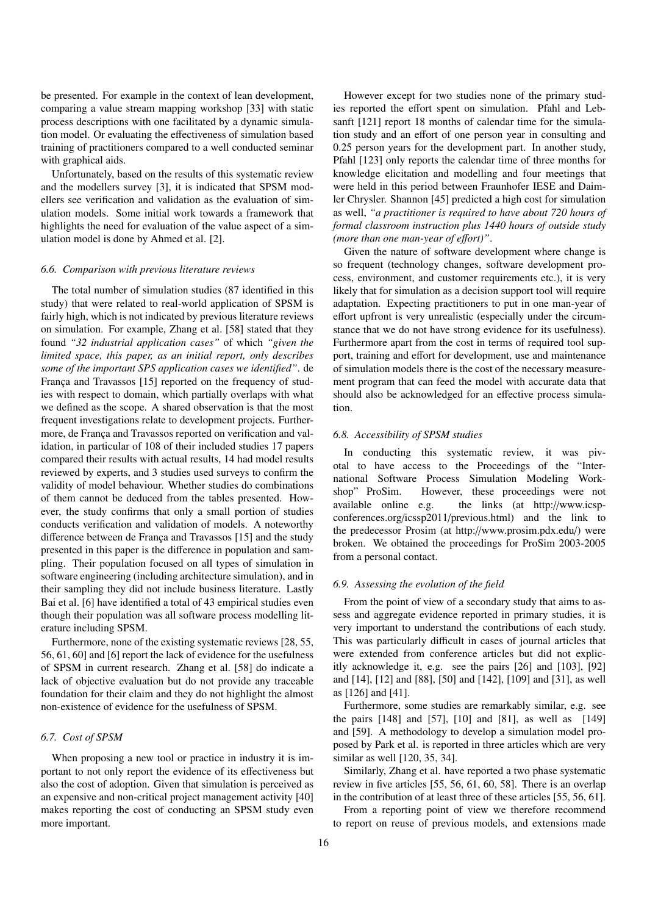be presented. For example in the context of lean development, comparing a value stream mapping workshop [33] with static process descriptions with one facilitated by a dynamic simulation model. Or evaluating the effectiveness of simulation based training of practitioners compared to a well conducted seminar with graphical aids.

Unfortunately, based on the results of this systematic review and the modellers survey [3], it is indicated that SPSM modellers see verification and validation as the evaluation of simulation models. Some initial work towards a framework that highlights the need for evaluation of the value aspect of a simulation model is done by Ahmed et al. [2].

### 6.6. Comparison with previous literature reviews

The total number of simulation studies (87 identified in this study) that were related to real-world application of SPSM is fairly high, which is not indicated by previous literature reviews on simulation. For example, Zhang et al. [58] stated that they found *"32 industrial application cases"* of which *"given the limited space, this paper, as an initial report, only describes some of the important SPS application cases we identified"*. de França and Travassos [15] reported on the frequency of studies with respect to domain, which partially overlaps with what we defined as the scope. A shared observation is that the most frequent investigations relate to development projects. Furthermore, de França and Travassos reported on verification and validation, in particular of 108 of their included studies 17 papers compared their results with actual results, 14 had model results reviewed by experts, and 3 studies used surveys to confirm the validity of model behaviour. Whether studies do combinations of them cannot be deduced from the tables presented. However, the study confirms that only a small portion of studies conducts verification and validation of models. A noteworthy difference between de França and Travassos [15] and the study presented in this paper is the difference in population and sampling. Their population focused on all types of simulation in software engineering (including architecture simulation), and in their sampling they did not include business literature. Lastly Bai et al. [6] have identified a total of 43 empirical studies even though their population was all software process modelling literature including SPSM.

Furthermore, none of the existing systematic reviews [28, 55, 56, 61, 60] and [6] report the lack of evidence for the usefulness of SPSM in current research. Zhang et al. [58] do indicate a lack of objective evaluation but do not provide any traceable foundation for their claim and they do not highlight the almost non-existence of evidence for the usefulness of SPSM.

### 6.7. Cost of SPSM

When proposing a new tool or practice in industry it is important to not only report the evidence of its effectiveness but also the cost of adoption. Given that simulation is perceived as an expensive and non-critical project management activity [40] makes reporting the cost of conducting an SPSM study even more important.

However except for two studies none of the primary studies reported the effort spent on simulation. Pfahl and Lebsanft [121] report 18 months of calendar time for the simulation study and an effort of one person year in consulting and 0.25 person years for the development part. In another study, Pfahl [123] only reports the calendar time of three months for knowledge elicitation and modelling and four meetings that were held in this period between Fraunhofer IESE and Daimler Chrysler. Shannon [45] predicted a high cost for simulation as well, *"a practitioner is required to have about 720 hours of formal classroom instruction plus 1440 hours of outside study (more than one man-year of effort)"*.

Given the nature of software development where change is so frequent (technology changes, software development process, environment, and customer requirements etc.), it is very likely that for simulation as a decision support tool will require adaptation. Expecting practitioners to put in one man-year of effort upfront is very unrealistic (especially under the circumstance that we do not have strong evidence for its usefulness). Furthermore apart from the cost in terms of required tool support, training and effort for development, use and maintenance of simulation models there is the cost of the necessary measurement program that can feed the model with accurate data that should also be acknowledged for an effective process simulation.

### 6.8. Accessibility of SPSM studies

In conducting this systematic review, it was pivotal to have access to the Proceedings of the "International Software Process Simulation Modeling Workshop" ProSim. However, these proceedings were not available online e.g. the links (at http://www.icsp-conferences.org/icssp2011/previous.html) and the link to the predecessor Prosim (at http://www.prosim.pdx.edu/) were broken. We obtained the proceedings for ProSim 2003-2005 from a personal contact.

### 6.9. Assessing the evolution of the field

From the point of view of a secondary study that aims to assess and aggregate evidence reported in primary studies, it is very important to understand the contributions of each study. This was particularly difficult in cases of journal articles that were extended from conference articles but did not explicitly acknowledge it, e.g. see the pairs [26] and [103], [92] and [14], [12] and [88], [50] and [142], [109] and [31], as well as [126] and [41].

Furthermore, some studies are remarkably similar, e.g. see the pairs [148] and [57], [10] and [81], as well as [149] and [59]. A methodology to develop a simulation model proposed by Park et al. is reported in three articles which are very similar as well [120, 35, 34].

Similarly, Zhang et al. have reported a two phase systematic review in five articles [55, 56, 61, 60, 58]. There is an overlap in the contribution of at least three of these articles [55, 56, 61].

From a reporting point of view we therefore recommend to report on reuse of previous models, and extensions made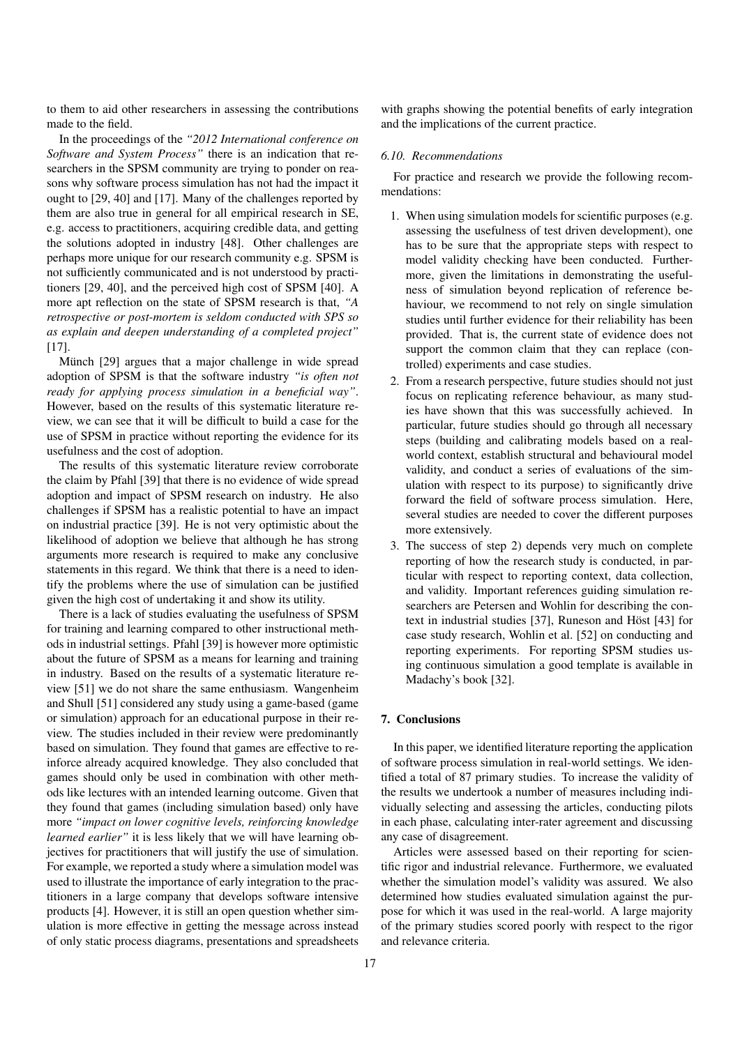to them to aid other researchers in assessing the contributions made to the field.

In the proceedings of the *"2012 International conference on Software and System Process"* there is an indication that researchers in the SPSM community are trying to ponder on reasons why software process simulation has not had the impact it ought to [29, 40] and [17]. Many of the challenges reported by them are also true in general for all empirical research in SE, e.g. access to practitioners, acquiring credible data, and getting the solutions adopted in industry [48]. Other challenges are perhaps more unique for our research community e.g. SPSM is not sufficiently communicated and is not understood by practitioners [29, 40], and the perceived high cost of SPSM [40]. A more apt reflection on the state of SPSM research is that, *"A retrospective or post-mortem is seldom conducted with SPS so as explain and deepen understanding of a completed project"* [17].

Münch [29] argues that a major challenge in wide spread adoption of SPSM is that the software industry *"is often not ready for applying process simulation in a beneficial way"*. However, based on the results of this systematic literature review, we can see that it will be difficult to build a case for the use of SPSM in practice without reporting the evidence for its usefulness and the cost of adoption.

The results of this systematic literature review corroborate the claim by Pfahl [39] that there is no evidence of wide spread adoption and impact of SPSM research on industry. He also challenges if SPSM has a realistic potential to have an impact on industrial practice [39]. He is not very optimistic about the likelihood of adoption we believe that although he has strong arguments more research is required to make any conclusive statements in this regard. We think that there is a need to identify the problems where the use of simulation can be justified given the high cost of undertaking it and show its utility.

There is a lack of studies evaluating the usefulness of SPSM for training and learning compared to other instructional methods in industrial settings. Pfahl [39] is however more optimistic about the future of SPSM as a means for learning and training in industry. Based on the results of a systematic literature review [51] we do not share the same enthusiasm. Wangenheim and Shull [51] considered any study using a game-based (game or simulation) approach for an educational purpose in their review. The studies included in their review were predominantly based on simulation. They found that games are effective to reinforce already acquired knowledge. They also concluded that games should only be used in combination with other methods like lectures with an intended learning outcome. Given that they found that games (including simulation based) only have more *"impact on lower cognitive levels, reinforcing knowledge learned earlier"* it is less likely that we will have learning objectives for practitioners that will justify the use of simulation. For example, we reported a study where a simulation model was used to illustrate the importance of early integration to the practitioners in a large company that develops software intensive products [4]. However, it is still an open question whether simulation is more effective in getting the message across instead of only static process diagrams, presentations and spreadsheets with graphs showing the potential benefits of early integration and the implications of the current practice.

### 6.10. Recommendations

For practice and research we provide the following recommendations:

1. When using simulation models for scientific purposes (e.g. assessing the usefulness of test driven development), one has to be sure that the appropriate steps with respect to model validity checking have been conducted. Furthermore, given the limitations in demonstrating the usefulness of simulation beyond replication of reference behaviour, we recommend to not rely on single simulation studies until further evidence for their reliability has been provided. That is, the current state of evidence does not support the common claim that they can replace (controlled) experiments and case studies.
2. From a research perspective, future studies should not just focus on replicating reference behaviour, as many studies have shown that this was successfully achieved. In particular, future studies should go through all necessary steps (building and calibrating models based on a real-world context, establish structural and behavioural model validity, and conduct a series of evaluations of the simulation with respect to its purpose) to significantly drive forward the field of software process simulation. Here, several studies are needed to cover the different purposes more extensively.
3. The success of step 2) depends very much on complete reporting of how the research study is conducted, in particular with respect to reporting context, data collection, and validity. Important references guiding simulation researchers are Petersen and Wohlin for describing the context in industrial studies [37], Runeson and Höst [43] for case study research, Wohlin et al. [52] on conducting and reporting experiments. For reporting SPSM studies using continuous simulation a good template is available in Madachy's book [32].

## 7. Conclusions

In this paper, we identified literature reporting the application of software process simulation in real-world settings. We identified a total of 87 primary studies. To increase the validity of the results we undertook a number of measures including individually selecting and assessing the articles, conducting pilots in each phase, calculating inter-rater agreement and discussing any case of disagreement.

Articles were assessed based on their reporting for scientific rigor and industrial relevance. Furthermore, we evaluated whether the simulation model's validity was assured. We also determined how studies evaluated simulation against the purpose for which it was used in the real-world. A large majority of the primary studies scored poorly with respect to the rigor and relevance criteria.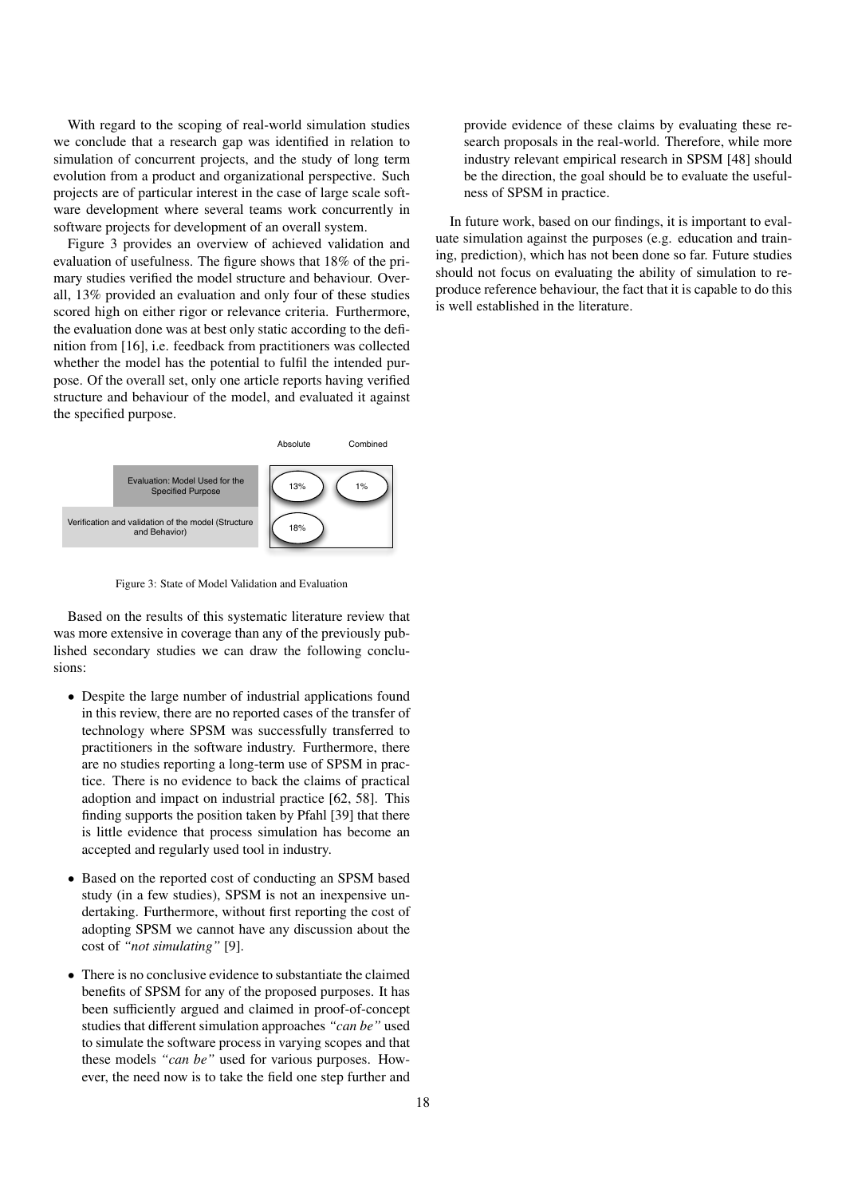With regard to the scoping of real-world simulation studies we conclude that a research gap was identified in relation to simulation of concurrent projects, and the study of long term evolution from a product and organizational perspective. Such projects are of particular interest in the case of large scale software development where several teams work concurrently in software projects for development of an overall system.

Figure 3 provides an overview of achieved validation and evaluation of usefulness. The figure shows that 18% of the primary studies verified the model structure and behaviour. Overall, 13% provided an evaluation and only four of these studies scored high on either rigor or relevance criteria. Furthermore, the evaluation done was at best only static according to the definition from [16], i.e. feedback from practitioners was collected whether the model has the potential to fulfil the intended purpose. Of the overall set, only one article reports having verified structure and behaviour of the model, and evaluated it against the specified purpose.

| | Absolute | Combined |
|---|---|---|
| Evaluation: Model Used for the Specified Purpose | 13% | 1% |
| Verification and validation of the model (Structure and Behavior) | 18% | |

Figure 3: State of Model Validation and Evaluation

Based on the results of this systematic literature review that was more extensive in coverage than any of the previously published secondary studies we can draw the following conclusions:

- Despite the large number of industrial applications found in this review, there are no reported cases of the transfer of technology where SPSM was successfully transferred to practitioners in the software industry. Furthermore, there are no studies reporting a long-term use of SPSM in practice. There is no evidence to back the claims of practical adoption and impact on industrial practice [62, 58]. This finding supports the position taken by Pfahl [39] that there is little evidence that process simulation has become an accepted and regularly used tool in industry.
- Based on the reported cost of conducting an SPSM based study (in a few studies), SPSM is not an inexpensive undertaking. Furthermore, without first reporting the cost of adopting SPSM we cannot have any discussion about the cost of *"not simulating"* [9].
- There is no conclusive evidence to substantiate the claimed benefits of SPSM for any of the proposed purposes. It has been sufficiently argued and claimed in proof-of-concept studies that different simulation approaches *"can be"* used to simulate the software process in varying scopes and that these models *"can be"* used for various purposes. However, the need now is to take the field one step further and provide evidence of these claims by evaluating these research proposals in the real-world. Therefore, while more industry relevant empirical research in SPSM [48] should be the direction, the goal should be to evaluate the usefulness of SPSM in practice.

In future work, based on our findings, it is important to evaluate simulation against the purposes (e.g. education and training, prediction), which has not been done so far. Future studies should not focus on evaluating the ability of simulation to reproduce reference behaviour, the fact that it is capable to do this is well established in the literature.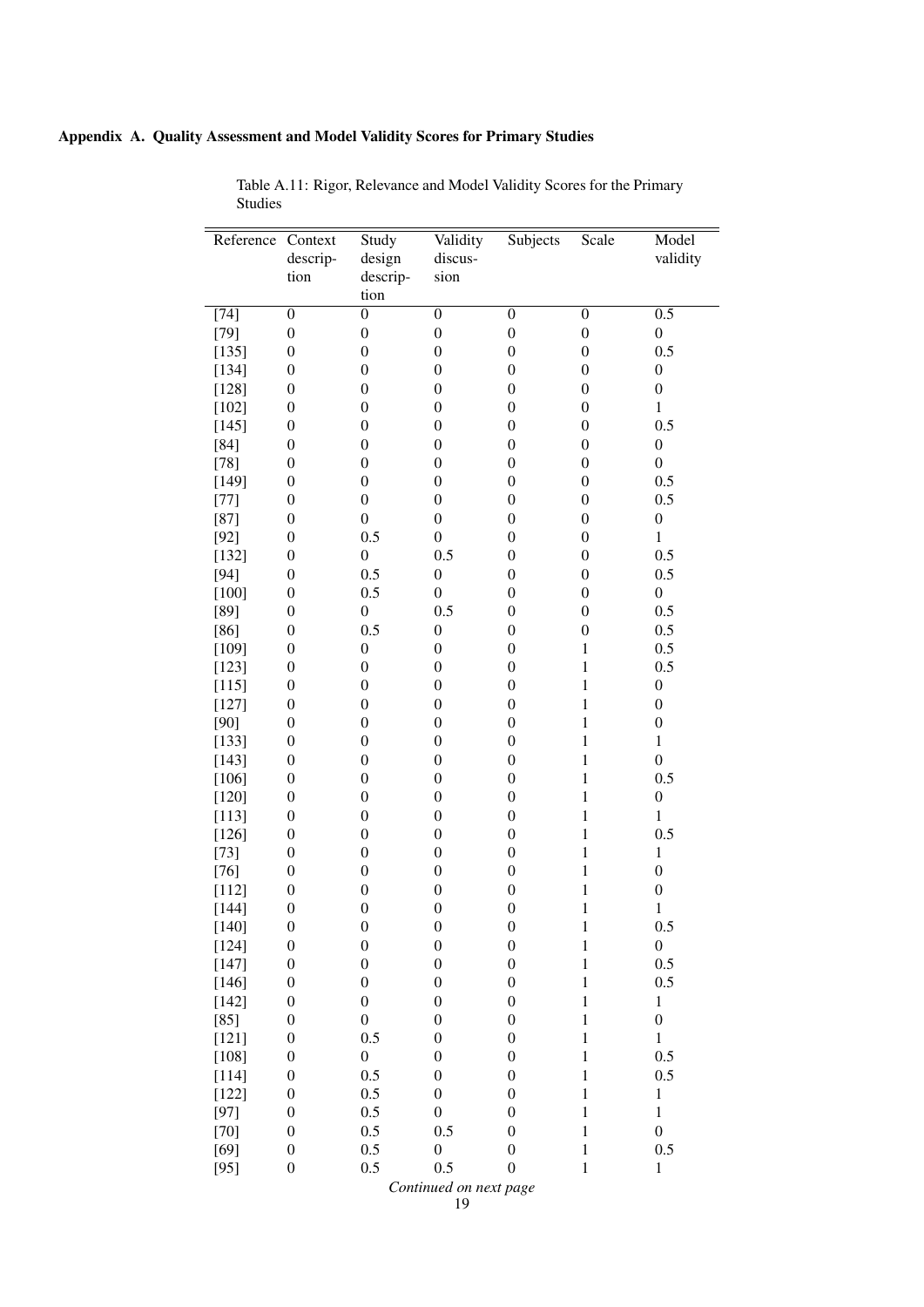## Appendix A. Quality Assessment and Model Validity Scores for Primary Studies

Table A.11: Rigor, Relevance and Model Validity Scores for the Primary Studies

| Reference | Context description | Study design description | Validity discussion | Subjects | Scale | Model validity |
|---|---|---|---|---|---|---|
| [74] | 0 | 0 | 0 | 0 | 0 | 0.5 |
| [79] | 0 | 0 | 0 | 0 | 0 | 0 |
| [135] | 0 | 0 | 0 | 0 | 0 | 0.5 |
| [134] | 0 | 0 | 0 | 0 | 0 | 0 |
| [128] | 0 | 0 | 0 | 0 | 0 | 0 |
| [102] | 0 | 0 | 0 | 0 | 0 | 1 |
| [145] | 0 | 0 | 0 | 0 | 0 | 0.5 |
| [84] | 0 | 0 | 0 | 0 | 0 | 0 |
| [78] | 0 | 0 | 0 | 0 | 0 | 0 |
| [149] | 0 | 0 | 0 | 0 | 0 | 0.5 |
| [77] | 0 | 0 | 0 | 0 | 0 | 0.5 |
| [87] | 0 | 0 | 0 | 0 | 0 | 0 |
| [92] | 0 | 0.5 | 0 | 0 | 0 | 1 |
| [132] | 0 | 0 | 0.5 | 0 | 0 | 0.5 |
| [94] | 0 | 0.5 | 0 | 0 | 0 | 0.5 |
| [100] | 0 | 0.5 | 0 | 0 | 0 | 0 |
| [89] | 0 | 0 | 0.5 | 0 | 0 | 0.5 |
| [86] | 0 | 0.5 | 0 | 0 | 0 | 0.5 |
| [109] | 0 | 0 | 0 | 0 | 1 | 0.5 |
| [123] | 0 | 0 | 0 | 0 | 1 | 0.5 |
| [115] | 0 | 0 | 0 | 0 | 1 | 0 |
| [127] | 0 | 0 | 0 | 0 | 1 | 0 |
| [90] | 0 | 0 | 0 | 0 | 1 | 0 |
| [133] | 0 | 0 | 0 | 0 | 1 | 1 |
| [143] | 0 | 0 | 0 | 0 | 1 | 0 |
| [106] | 0 | 0 | 0 | 0 | 1 | 0.5 |
| [120] | 0 | 0 | 0 | 0 | 1 | 0 |
| [113] | 0 | 0 | 0 | 0 | 1 | 1 |
| [126] | 0 | 0 | 0 | 0 | 1 | 0.5 |
| [73] | 0 | 0 | 0 | 0 | 1 | 1 |
| [76] | 0 | 0 | 0 | 0 | 1 | 0 |
| [112] | 0 | 0 | 0 | 0 | 1 | 0 |
| [144] | 0 | 0 | 0 | 0 | 1 | 1 |
| [140] | 0 | 0 | 0 | 0 | 1 | 0.5 |
| [124] | 0 | 0 | 0 | 0 | 1 | 0 |
| [147] | 0 | 0 | 0 | 0 | 1 | 0.5 |
| [146] | 0 | 0 | 0 | 0 | 1 | 0.5 |
| [142] | 0 | 0 | 0 | 0 | 1 | 1 |
| [85] | 0 | 0 | 0 | 0 | 1 | 0 |
| [121] | 0 | 0.5 | 0 | 0 | 1 | 1 |
| [108] | 0 | 0 | 0 | 0 | 1 | 0.5 |
| [114] | 0 | 0.5 | 0 | 0 | 1 | 0.5 |
| [122] | 0 | 0.5 | 0 | 0 | 1 | 1 |
| [97] | 0 | 0.5 | 0 | 0 | 1 | 1 |
| [70] | 0 | 0.5 | 0.5 | 0 | 1 | 0 |
| [69] | 0 | 0.5 | 0 | 0 | 1 | 0.5 |
| [95] | 0 | 0.5 | 0.5 | 0 | 1 | 1 |

*Continued on next page*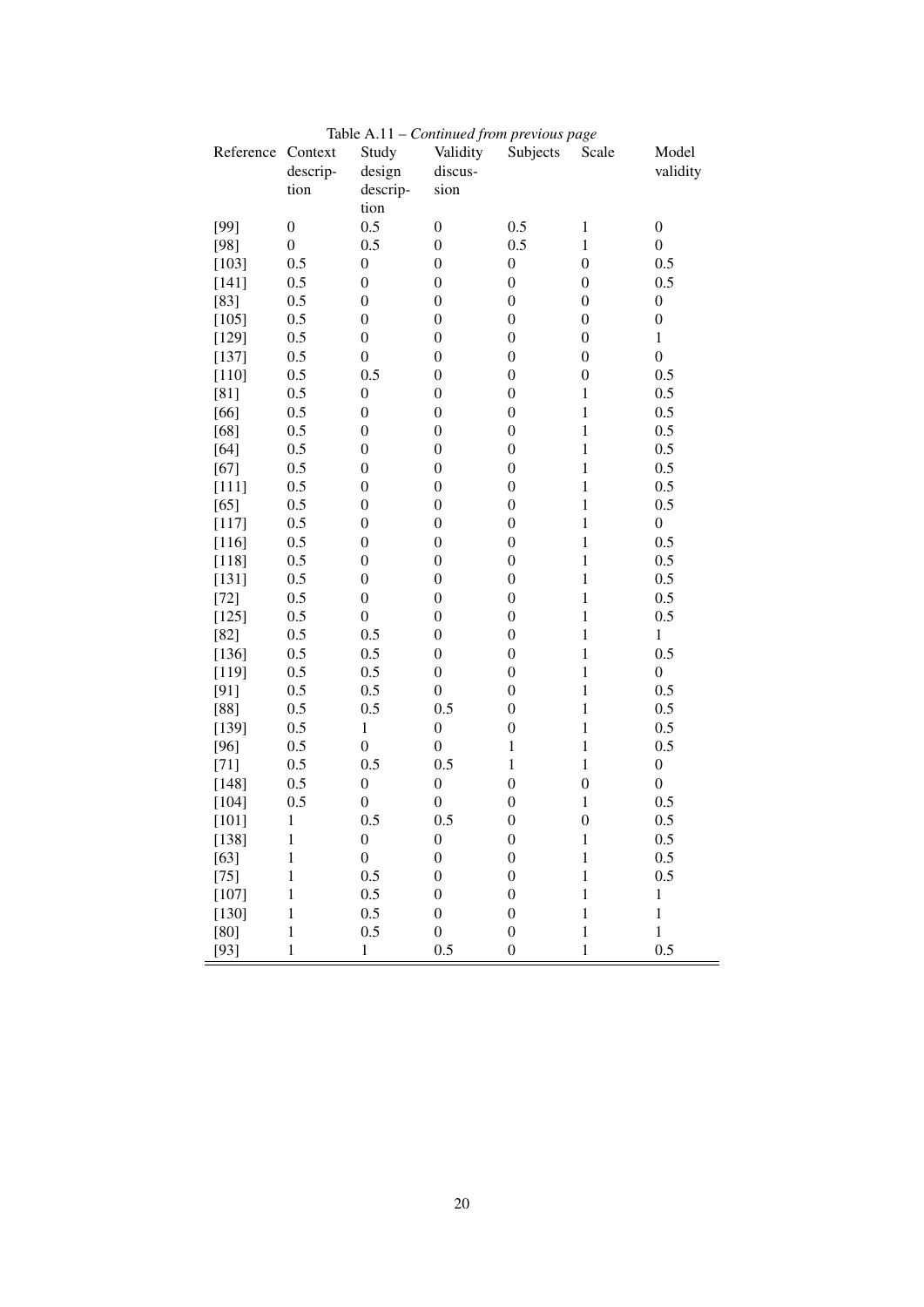Table A.11 – *Continued from previous page*

| Reference | Context description | Study design description | Validity discussion | Subjects | Scale | Model validity |
|---|---|---|---|---|---|---|
| [99] | 0 | 0.5 | 0 | 0.5 | 1 | 0 |
| [98] | 0 | 0.5 | 0 | 0.5 | 1 | 0 |
| [103] | 0.5 | 0 | 0 | 0 | 0 | 0.5 |
| [141] | 0.5 | 0 | 0 | 0 | 0 | 0.5 |
| [83] | 0.5 | 0 | 0 | 0 | 0 | 0 |
| [105] | 0.5 | 0 | 0 | 0 | 0 | 0 |
| [129] | 0.5 | 0 | 0 | 0 | 0 | 1 |
| [137] | 0.5 | 0 | 0 | 0 | 0 | 0 |
| [110] | 0.5 | 0.5 | 0 | 0 | 0 | 0.5 |
| [81] | 0.5 | 0 | 0 | 0 | 1 | 0.5 |
| [66] | 0.5 | 0 | 0 | 0 | 1 | 0.5 |
| [68] | 0.5 | 0 | 0 | 0 | 1 | 0.5 |
| [64] | 0.5 | 0 | 0 | 0 | 1 | 0.5 |
| [67] | 0.5 | 0 | 0 | 0 | 1 | 0.5 |
| [111] | 0.5 | 0 | 0 | 0 | 1 | 0.5 |
| [65] | 0.5 | 0 | 0 | 0 | 1 | 0.5 |
| [117] | 0.5 | 0 | 0 | 0 | 1 | 0 |
| [116] | 0.5 | 0 | 0 | 0 | 1 | 0.5 |
| [118] | 0.5 | 0 | 0 | 0 | 1 | 0.5 |
| [131] | 0.5 | 0 | 0 | 0 | 1 | 0.5 |
| [72] | 0.5 | 0 | 0 | 0 | 1 | 0.5 |
| [125] | 0.5 | 0 | 0 | 0 | 1 | 0.5 |
| [82] | 0.5 | 0.5 | 0 | 0 | 1 | 1 |
| [136] | 0.5 | 0.5 | 0 | 0 | 1 | 0.5 |
| [119] | 0.5 | 0.5 | 0 | 0 | 1 | 0 |
| [91] | 0.5 | 0.5 | 0 | 0 | 1 | 0.5 |
| [88] | 0.5 | 0.5 | 0.5 | 0 | 1 | 0.5 |
| [139] | 0.5 | 1 | 0 | 0 | 1 | 0.5 |
| [96] | 0.5 | 0 | 0 | 1 | 1 | 0.5 |
| [71] | 0.5 | 0.5 | 0.5 | 1 | 1 | 0 |
| [148] | 0.5 | 0 | 0 | 0 | 0 | 0 |
| [104] | 0.5 | 0 | 0 | 0 | 1 | 0.5 |
| [101] | 1 | 0.5 | 0.5 | 0 | 0 | 0.5 |
| [138] | 1 | 0 | 0 | 0 | 1 | 0.5 |
| [63] | 1 | 0 | 0 | 0 | 1 | 0.5 |
| [75] | 1 | 0.5 | 0 | 0 | 1 | 0.5 |
| [107] | 1 | 0.5 | 0 | 0 | 1 | 1 |
| [130] | 1 | 0.5 | 0 | 0 | 1 | 1 |
| [80] | 1 | 0.5 | 0 | 0 | 1 | 1 |
| [93] | 1 | 1 | 0.5 | 0 | 1 | 0.5 |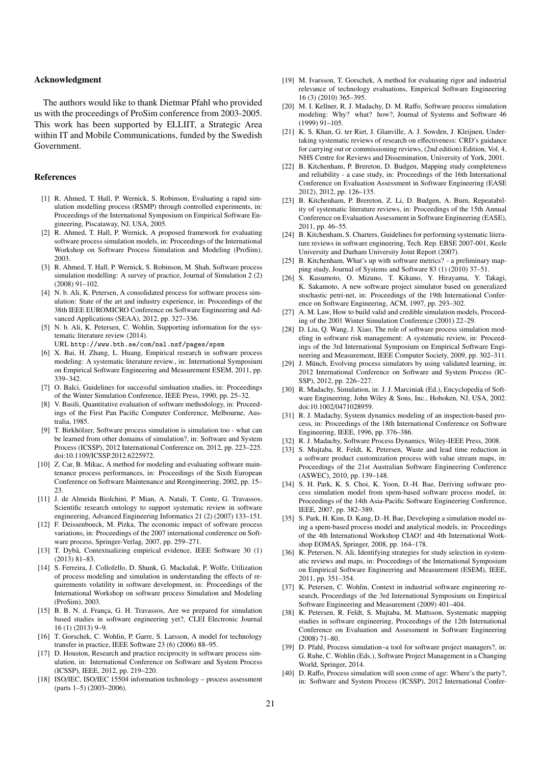## Acknowledgment

The authors would like to thank Dietmar Pfahl who provided us with the proceedings of ProSim conference from 2003-2005. This work has been supported by ELLIIT, a Strategic Area within IT and Mobile Communications, funded by the Swedish Government.

## References

[1] R. Ahmed, T. Hall, P. Wernick, S. Robinson, Evaluating a rapid simulation modelling process (RSMP) through controlled experiments, in: Proceedings of the International Symposium on Empirical Software Engineering, Piscataway, NJ, USA, 2005.

[2] R. Ahmed, T. Hall, P. Wernick, A proposed framework for evaluating software process simulation models, in: Proceedings of the International Workshop on Software Process Simulation and Modeling (ProSim), 2003.

[3] R. Ahmed, T. Hall, P. Wernick, S. Robinson, M. Shah, Software process simulation modelling: A survey of practice, Journal of Simulation 2 (2) (2008) 91–102.

[4] N. b. Ali, K. Petersen, A consolidated process for software process simulation: State of the art and industry experience, in: Proceedings of the 38th IEEE EUROMICRO Conference on Software Engineering and Advanced Applications (SEAA), 2012, pp. 327–336.

[5] N. b. Ali, K. Petersen, C. Wohlin, Supporting information for the systematic literature review (2014).
URL http://www.bth.se/com/nal.nsf/pages/spsm

[6] X. Bai, H. Zhang, L. Huang, Empirical research in software process modeling: A systematic literature review., in: International Symposium on Empirical Software Engineering and Measurement ESEM, 2011, pp. 339–342.

[7] O. Balci, Guidelines for successful simluation studies, in: Proceedings of the Winter Simulation Conference, IEEE Press, 1990, pp. 25–32.

[8] V. Basili, Quantitative evaluation of software methodology, in: Proceedings of the First Pan Pacific Computer Conference, Melbourne, Australia, 1985.

[9] T. Birkhölzer, Software process simulation is simulation too - what can be learned from other domains of simulation?, in: Software and System Process (ICSSP), 2012 International Conference on, 2012, pp. 223–225. doi:10.1109/ICSSP.2012.6225972.

[10] Z. Car, B. Mikac, A method for modeling and evaluating software maintenance process performances, in: Proceedings of the Sixth European Conference on Software Maintenance and Reengineering, 2002, pp. 15–23.

[11] J. de Almeida Biolchini, P. Mian, A. Natali, T. Conte, G. Travassos, Scientific research ontology to support systematic review in software engineering, Advanced Engineering Informatics 21 (2) (2007) 133–151.

[12] F. Deissenboeck, M. Pizka, The economic impact of software process variations, in: Proceedings of the 2007 international conference on Software process, Springer-Verlag, 2007, pp. 259–271.

[13] T. Dybå, Contextualizing empirical evidence, IEEE Software 30 (1) (2013) 81–83.

[14] S. Ferreira, J. Collofello, D. Shunk, G. Mackulak, P. Wolfe, Utilization of process modeling and simulation in understanding the effects of requirements volatility in software development, in: Proceedings of the International Workshop on software process Simulation and Modeling (ProSim), 2003.

[15] B. B. N. d. França, G. H. Travassos, Are we prepared for simulation based studies in software engineering yet?, CLEI Electronic Journal 16 (1) (2013) 9–9.

[16] T. Gorschek, C. Wohlin, P. Garre, S. Larsson, A model for technology transfer in practice, IEEE Software 23 (6) (2006) 88–95.

[17] D. Houston, Research and practice reciprocity in software process simulation, in: International Conference on Software and System Process (ICSSP), IEEE, 2012, pp. 219–220.

[18] ISO/IEC, ISO/IEC 15504 information technology – process assessment (parts 1–5) (2003–2006).

[19] M. Ivarsson, T. Gorschek, A method for evaluating rigor and industrial relevance of technology evaluations, Empirical Software Engineering 16 (3) (2010) 365–395.

[20] M. I. Kellner, R. J. Madachy, D. M. Raffo, Software process simulation modeling: Why? what? how?, Journal of Systems and Software 46 (1999) 91–105.

[21] K. S. Khan, G. ter Riet, J. Glanville, A. J. Sowden, J. Kleijnen, Undertaking systematic reviews of research on effectiveness: CRD's guidance for carrying out or commissioning reviews, (2nd edition) Edition, Vol. 4, NHS Centre for Reviews and Dissemination, University of York, 2001.

[22] B. Kitchenham, P. Brereton, D. Budgen, Mapping study completeness and reliability - a case study, in: Proceedings of the 16th International Conference on Evaluation Assessment in Software Engineering (EASE 2012), 2012, pp. 126–135.

[23] B. Kitchenham, P. Brereton, Z. Li, D. Budgen, A. Burn, Repeatability of systematic literature reviews, in: Proceedings of the 15th Annual Conference on Evaluation Assessment in Software Engineering (EASE), 2011, pp. 46–55.

[24] B. Kitchenham, S. Charters, Guidelines for performing systematic literature reviews in software engineering, Tech. Rep. EBSE 2007-001, Keele University and Durham University Joint Report (2007).

[25] B. Kitchenham, What's up with software metrics? - a preliminary mapping study, Journal of Systems and Software 83 (1) (2010) 37–51.

[26] S. Kusumoto, O. Mizuno, T. Kikuno, Y. Hirayama, Y. Takagi, K. Sakamoto, A new software project simulator based on generalized stochastic petri-net, in: Proceedings of the 19th International Conference on Software Engineering, ACM, 1997, pp. 293–302.

[27] A. M. Law, How to build valid and credible simulation models, Proceeding of the 2001 Winter Simulation Conference (2001) 22–29.

[28] D. Liu, Q. Wang, J. Xiao, The role of software process simulation modeling in software risk management: A systematic review, in: Proceedings of the 3rd International Symposium on Empirical Software Engineering and Measurement, IEEE Computer Society, 2009, pp. 302–311.

[29] J. Münch, Evolving process simulators by using validated learning, in: 2012 International Conference on Software and System Process (ICSSP), 2012, pp. 226–227.

[30] R. Madachy, Simulation, in: J. J. Marciniak (Ed.), Encyclopedia of Software Engineering, John Wiley & Sons, Inc., Hoboken, NJ, USA, 2002. doi:10.1002/0471028959.

[31] R. J. Madachy, System dynamics modeling of an inspection-based process, in: Proceedings of the 18th International Conference on Software Engineering, IEEE, 1996, pp. 376–386.

[32] R. J. Madachy, Software Process Dynamics, Wiley-IEEE Press, 2008.

[33] S. Mujtaba, R. Feldt, K. Petersen, Waste and lead time reduction in a software product customization process with value stream maps, in: Proceedings of the 21st Australian Software Engineering Conference (ASWEC), 2010, pp. 139–148.

[34] S. H. Park, K. S. Choi, K. Yoon, D.-H. Bae, Deriving software process simulation model from spem-based software process model, in: Proceedings of the 14th Asia-Pacific Software Engineering Conference, IEEE, 2007, pp. 382–389.

[35] S. Park, H. Kim, D. Kang, D.-H. Bae, Developing a simulation model using a spem-based process model and analytical models, in: Proceedings of the 4th International Workshop CIAO! and 4th International Workshop EOMAS, Springer, 2008, pp. 164–178.

[36] K. Petersen, N. Ali, Identifying strategies for study selection in systematic reviews and maps, in: Proceedings of the International Symposium on Empirical Software Engineering and Measurement (ESEM), IEEE, 2011, pp. 351–354.

[37] K. Petersen, C. Wohlin, Context in industrial software engineering research, Proceedings of the 3rd International Symposium on Empirical Software Engineering and Measurement (2009) 401–404.

[38] K. Petersen, R. Feldt, S. Mujtaba, M. Mattsson, Systematic mapping studies in software engineering, Proceedings of the 12th International Conference on Evaluation and Assessment in Software Engineering (2008) 71–80.

[39] D. Pfahl, Process simulation–a tool for software project managers?, in: G. Ruhe, C. Wohlin (Eds.), Software Project Management in a Changing World, Springer, 2014.

[40] D. Raffo, Process simulation will soon come of age: Where's the party?, in: Software and System Process (ICSSP), 2012 International Confer-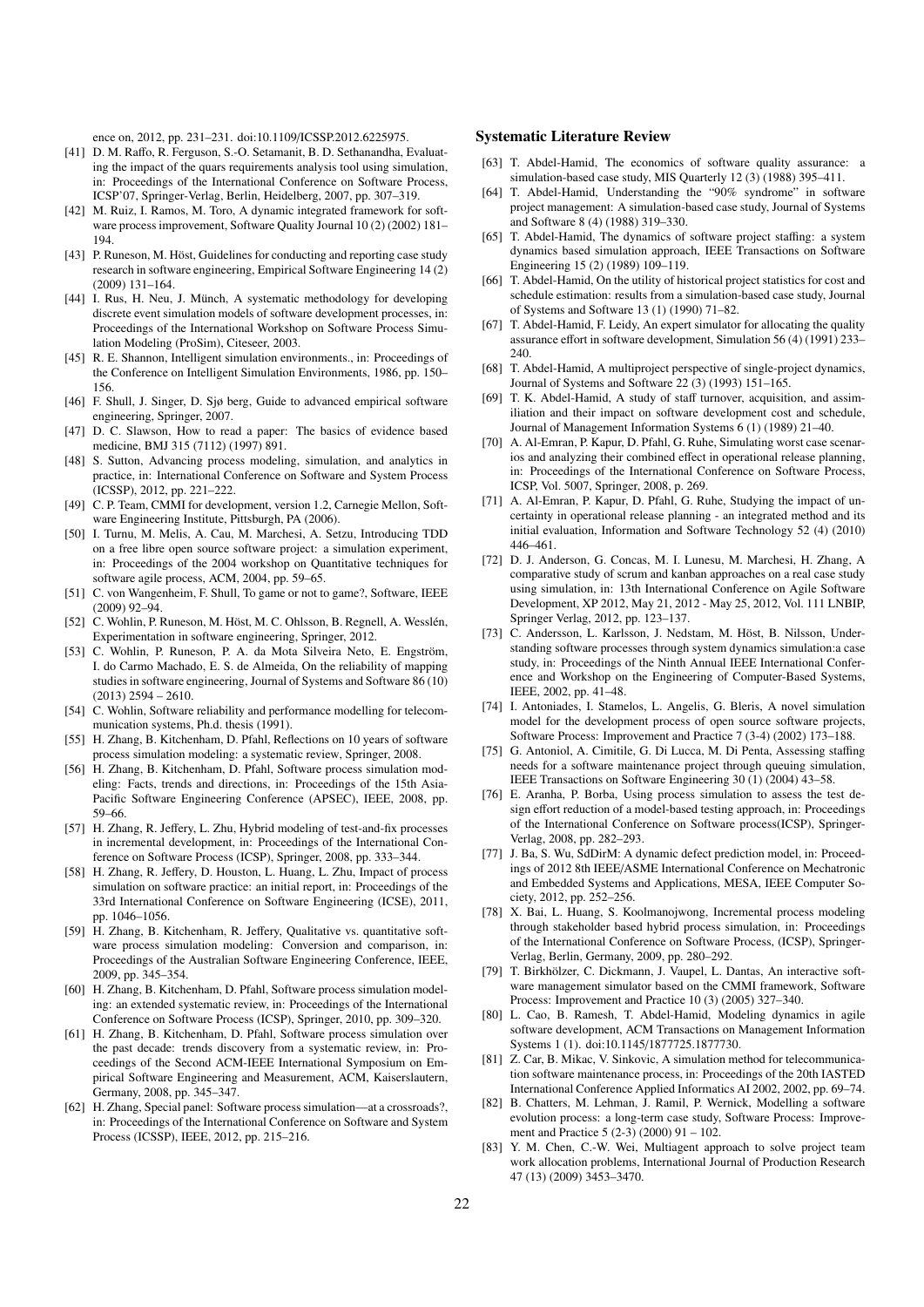ence on, 2012, pp. 231–231. doi:10.1109/ICSSP.2012.6225975.

[41] D. M. Raffo, R. Ferguson, S.-O. Setamanit, B. D. Sethanandha, Evaluating the impact of the quars requirements analysis tool using simulation, in: Proceedings of the International Conference on Software Process, ICSP'07, Springer-Verlag, Berlin, Heidelberg, 2007, pp. 307–319.

[42] M. Ruiz, I. Ramos, M. Toro, A dynamic integrated framework for software process improvement, Software Quality Journal 10 (2) (2002) 181–194.

[43] P. Runeson, M. Höst, Guidelines for conducting and reporting case study research in software engineering, Empirical Software Engineering 14 (2) (2009) 131–164.

[44] I. Rus, H. Neu, J. Münch, A systematic methodology for developing discrete event simulation models of software development processes, in: Proceedings of the International Workshop on Software Process Simulation Modeling (ProSim), Citeseer, 2003.

[45] R. E. Shannon, Intelligent simulation environments., in: Proceedings of the Conference on Intelligent Simulation Environments, 1986, pp. 150–156.

[46] F. Shull, J. Singer, D. Sjø berg, Guide to advanced empirical software engineering, Springer, 2007.

[47] D. C. Slawson, How to read a paper: The basics of evidence based medicine, BMJ 315 (7112) (1997) 891.

[48] S. Sutton, Advancing process modeling, simulation, and analytics in practice, in: International Conference on Software and System Process (ICSSP), 2012, pp. 221–222.

[49] C. P. Team, CMMI for development, version 1.2, Carnegie Mellon, Software Engineering Institute, Pittsburgh, PA (2006).

[50] I. Turnu, M. Melis, A. Cau, M. Marchesi, A. Setzu, Introducing TDD on a free libre open source software project: a simulation experiment, in: Proceedings of the 2004 workshop on Quantitative techniques for software agile process, ACM, 2004, pp. 59–65.

[51] C. von Wangenheim, F. Shull, To game or not to game?, Software, IEEE (2009) 92–94.

[52] C. Wohlin, P. Runeson, M. Höst, M. C. Ohlsson, B. Regnell, A. Wesslén, Experimentation in software engineering, Springer, 2012.

[53] C. Wohlin, P. Runeson, P. A. da Mota Silveira Neto, E. Engström, I. do Carmo Machado, E. S. de Almeida, On the reliability of mapping studies in software engineering, Journal of Systems and Software 86 (10) (2013) 2594 – 2610.

[54] C. Wohlin, Software reliability and performance modelling for telecommunication systems, Ph.d. thesis (1991).

[55] H. Zhang, B. Kitchenham, D. Pfahl, Reflections on 10 years of software process simulation modeling: a systematic review, Springer, 2008.

[56] H. Zhang, B. Kitchenham, D. Pfahl, Software process simulation modeling: Facts, trends and directions, in: Proceedings of the 15th Asia-Pacific Software Engineering Conference (APSEC), IEEE, 2008, pp. 59–66.

[57] H. Zhang, R. Jeffery, L. Zhu, Hybrid modeling of test-and-fix processes in incremental development, in: Proceedings of the International Conference on Software Process (ICSP), Springer, 2008, pp. 333–344.

[58] H. Zhang, R. Jeffery, D. Houston, L. Huang, L. Zhu, Impact of process simulation on software practice: an initial report, in: Proceedings of the 33rd International Conference on Software Engineering (ICSE), 2011, pp. 1046–1056.

[59] H. Zhang, B. Kitchenham, R. Jeffery, Qualitative vs. quantitative software process simulation modeling: Conversion and comparison, in: Proceedings of the Australian Software Engineering Conference, IEEE, 2009, pp. 345–354.

[60] H. Zhang, B. Kitchenham, D. Pfahl, Software process simulation modeling: an extended systematic review, in: Proceedings of the International Conference on Software Process (ICSP), Springer, 2010, pp. 309–320.

[61] H. Zhang, B. Kitchenham, D. Pfahl, Software process simulation over the past decade: trends discovery from a systematic review, in: Proceedings of the Second ACM-IEEE International Symposium on Empirical Software Engineering and Measurement, ACM, Kaiserslautern, Germany, 2008, pp. 345–347.

[62] H. Zhang, Special panel: Software process simulation—at a crossroads?, in: Proceedings of the International Conference on Software and System Process (ICSSP), IEEE, 2012, pp. 215–216.

## Systematic Literature Review

[63] T. Abdel-Hamid, The economics of software quality assurance: a simulation-based case study, MIS Quarterly 12 (3) (1988) 395–411.

[64] T. Abdel-Hamid, Understanding the "90% syndrome" in software project management: A simulation-based case study, Journal of Systems and Software 8 (4) (1988) 319–330.

[65] T. Abdel-Hamid, The dynamics of software project staffing: a system dynamics based simulation approach, IEEE Transactions on Software Engineering 15 (2) (1989) 109–119.

[66] T. Abdel-Hamid, On the utility of historical project statistics for cost and schedule estimation: results from a simulation-based case study, Journal of Systems and Software 13 (1) (1990) 71–82.

[67] T. Abdel-Hamid, F. Leidy, An expert simulator for allocating the quality assurance effort in software development, Simulation 56 (4) (1991) 233–240.

[68] T. Abdel-Hamid, A multiproject perspective of single-project dynamics, Journal of Systems and Software 22 (3) (1993) 151–165.

[69] T. K. Abdel-Hamid, A study of staff turnover, acquisition, and assimiliation and their impact on software development cost and schedule, Journal of Management Information Systems 6 (1) (1989) 21–40.

[70] A. Al-Emran, P. Kapur, D. Pfahl, G. Ruhe, Simulating worst case scenarios and analyzing their combined effect in operational release planning, in: Proceedings of the International Conference on Software Process, ICSP, Vol. 5007, Springer, 2008, p. 269.

[71] A. Al-Emran, P. Kapur, D. Pfahl, G. Ruhe, Studying the impact of uncertainty in operational release planning - an integrated method and its initial evaluation, Information and Software Technology 52 (4) (2010) 446–461.

[72] D. J. Anderson, G. Concas, M. I. Lunesu, M. Marchesi, H. Zhang, A comparative study of scrum and kanban approaches on a real case study using simulation, in: 13th International Conference on Agile Software Development, XP 2012, May 21, 2012 - May 25, 2012, Vol. 111 LNBIP, Springer Verlag, 2012, pp. 123–137.

[73] C. Andersson, L. Karlsson, J. Nedstam, M. Höst, B. Nilsson, Understanding software processes through system dynamics simulation:a case study, in: Proceedings of the Ninth Annual IEEE International Conference and Workshop on the Engineering of Computer-Based Systems, IEEE, 2002, pp. 41–48.

[74] I. Antoniades, I. Stamelos, L. Angelis, G. Bleris, A novel simulation model for the development process of open source software projects, Software Process: Improvement and Practice 7 (3-4) (2002) 173–188.

[75] G. Antoniol, A. Cimitile, G. Di Lucca, M. Di Penta, Assessing staffing needs for a software maintenance project through queuing simulation, IEEE Transactions on Software Engineering 30 (1) (2004) 43–58.

[76] E. Aranha, P. Borba, Using process simulation to assess the test design effort reduction of a model-based testing approach, in: Proceedings of the International Conference on Software process(ICSP), Springer-Verlag, 2008, pp. 282–293.

[77] J. Ba, S. Wu, SdDirM: A dynamic defect prediction model, in: Proceedings of 2012 8th IEEE/ASME International Conference on Mechatronic and Embedded Systems and Applications, MESA, IEEE Computer Society, 2012, pp. 252–256.

[78] X. Bai, L. Huang, S. Koolmanojwong, Incremental process modeling through stakeholder based hybrid process simulation, in: Proceedings of the International Conference on Software Process, (ICSP), Springer-Verlag, Berlin, Germany, 2009, pp. 280–292.

[79] T. Birkhölzer, C. Dickmann, J. Vaupel, L. Dantas, An interactive software management simulator based on the CMMI framework, Software Process: Improvement and Practice 10 (3) (2005) 327–340.

[80] L. Cao, B. Ramesh, T. Abdel-Hamid, Modeling dynamics in agile software development, ACM Transactions on Management Information Systems 1 (1). doi:10.1145/1877725.1877730.

[81] Z. Car, B. Mikac, V. Sinkovic, A simulation method for telecommunication software maintenance process, in: Proceedings of the 20th IASTED International Conference Applied Informatics AI 2002, 2002, pp. 69–74.

[82] B. Chatters, M. Lehman, J. Ramil, P. Wernick, Modelling a software evolution process: a long-term case study, Software Process: Improvement and Practice 5 (2-3) (2000) 91 – 102.

[83] Y. M. Chen, C.-W. Wei, Multiagent approach to solve project team work allocation problems, International Journal of Production Research 47 (13) (2009) 3453–3470.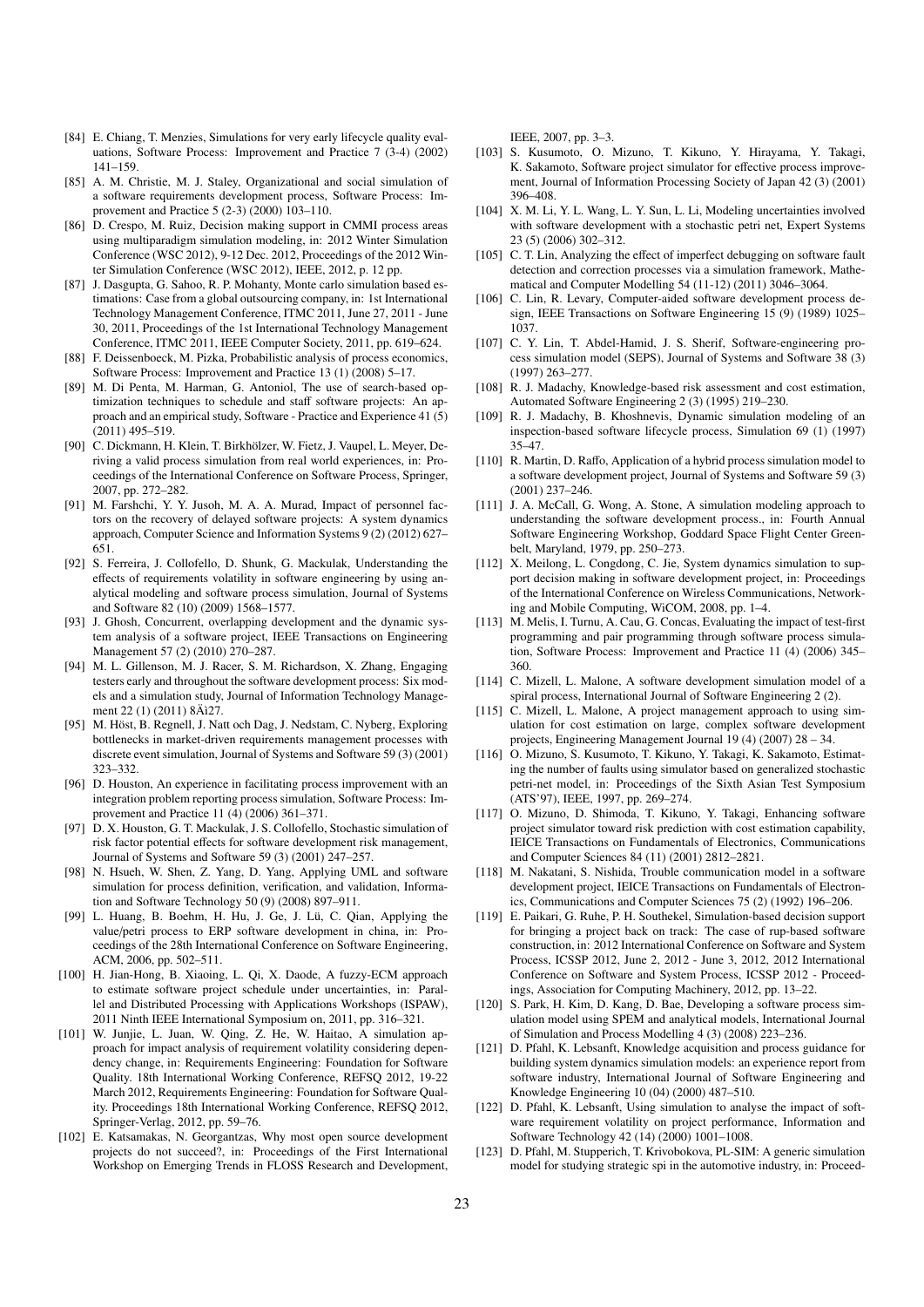[84] E. Chiang, T. Menzies, Simulations for very early lifecycle quality evaluations, Software Process: Improvement and Practice 7 (3-4) (2002) 141–159.

[85] A. M. Christie, M. J. Staley, Organizational and social simulation of a software requirements development process, Software Process: Improvement and Practice 5 (2-3) (2000) 103–110.

[86] D. Crespo, M. Ruiz, Decision making support in CMMI process areas using multiparadigm simulation modeling, in: 2012 Winter Simulation Conference (WSC 2012), 9-12 Dec. 2012, Proceedings of the 2012 Winter Simulation Conference (WSC 2012), IEEE, 2012, p. 12 pp.

[87] J. Dasgupta, G. Sahoo, R. P. Mohanty, Monte carlo simulation based estimations: Case from a global outsourcing company, in: 1st International Technology Management Conference, ITMC 2011, June 27, 2011 - June 30, 2011, Proceedings of the 1st International Technology Management Conference, ITMC 2011, IEEE Computer Society, 2011, pp. 619–624.

[88] F. Deissenboeck, M. Pizka, Probabilistic analysis of process economics, Software Process: Improvement and Practice 13 (1) (2008) 5–17.

[89] M. Di Penta, M. Harman, G. Antoniol, The use of search-based optimization techniques to schedule and staff software projects: An approach and an empirical study, Software - Practice and Experience 41 (5) (2011) 495–519.

[90] C. Dickmann, H. Klein, T. Birkhölzer, W. Fietz, J. Vaupel, L. Meyer, Deriving a valid process simulation from real world experiences, in: Proceedings of the International Conference on Software Process, Springer, 2007, pp. 272–282.

[91] M. Farshchi, Y. Y. Jusoh, M. A. A. Murad, Impact of personnel factors on the recovery of delayed software projects: A system dynamics approach, Computer Science and Information Systems 9 (2) (2012) 627–651.

[92] S. Ferreira, J. Collofello, D. Shunk, G. Mackulak, Understanding the effects of requirements volatility in software engineering by using analytical modeling and software process simulation, Journal of Systems and Software 82 (10) (2009) 1568–1577.

[93] J. Ghosh, Concurrent, overlapping development and the dynamic system analysis of a software project, IEEE Transactions on Engineering Management 57 (2) (2010) 270–287.

[94] M. L. Gillenson, M. J. Racer, S. M. Richardson, X. Zhang, Engaging testers early and throughout the software development process: Six models and a simulation study, Journal of Information Technology Management 22 (1) (2011) 8Äì27.

[95] M. Höst, B. Regnell, J. Natt och Dag, J. Nedstam, C. Nyberg, Exploring bottlenecks in market-driven requirements management processes with discrete event simulation, Journal of Systems and Software 59 (3) (2001) 323–332.

[96] D. Houston, An experience in facilitating process improvement with an integration problem reporting process simulation, Software Process: Improvement and Practice 11 (4) (2006) 361–371.

[97] D. X. Houston, G. T. Mackulak, J. S. Collofello, Stochastic simulation of risk factor potential effects for software development risk management, Journal of Systems and Software 59 (3) (2001) 247–257.

[98] N. Hsueh, W. Shen, Z. Yang, D. Yang, Applying UML and software simulation for process definition, verification, and validation, Information and Software Technology 50 (9) (2008) 897–911.

[99] L. Huang, B. Boehm, H. Hu, J. Ge, J. Lü, C. Qian, Applying the value/petri process to ERP software development in china, in: Proceedings of the 28th International Conference on Software Engineering, ACM, 2006, pp. 502–511.

[100] H. Jian-Hong, B. Xiaoing, L. Qi, X. Daode, A fuzzy-ECM approach to estimate software project schedule under uncertainties, in: Parallel and Distributed Processing with Applications Workshops (ISPAW), 2011 Ninth IEEE International Symposium on, 2011, pp. 316–321.

[101] W. Junjie, L. Juan, W. Qing, Z. He, W. Haitao, A simulation approach for impact analysis of requirement volatility considering dependency change, in: Requirements Engineering: Foundation for Software Quality. 18th International Working Conference, REFSQ 2012, 19-22 March 2012, Requirements Engineering: Foundation for Software Quality. Proceedings 18th International Working Conference, REFSQ 2012, Springer-Verlag, 2012, pp. 59–76.

[102] E. Katsamakas, N. Georgantzas, Why most open source development projects do not succeed?, in: Proceedings of the First International Workshop on Emerging Trends in FLOSS Research and Development, IEEE, 2007, pp. 3–3.

[103] S. Kusumoto, O. Mizuno, T. Kikuno, Y. Hirayama, Y. Takagi, K. Sakamoto, Software project simulator for effective process improvement, Journal of Information Processing Society of Japan 42 (3) (2001) 396–408.

[104] X. M. Li, Y. L. Wang, L. Y. Sun, L. Li, Modeling uncertainties involved with software development with a stochastic petri net, Expert Systems 23 (5) (2006) 302–312.

[105] C. T. Lin, Analyzing the effect of imperfect debugging on software fault detection and correction processes via a simulation framework, Mathematical and Computer Modelling 54 (11-12) (2011) 3046–3064.

[106] C. Lin, R. Levary, Computer-aided software development process design, IEEE Transactions on Software Engineering 15 (9) (1989) 1025–1037.

[107] C. Y. Lin, T. Abdel-Hamid, J. S. Sherif, Software-engineering process simulation model (SEPS), Journal of Systems and Software 38 (3) (1997) 263–277.

[108] R. J. Madachy, Knowledge-based risk assessment and cost estimation, Automated Software Engineering 2 (3) (1995) 219–230.

[109] R. J. Madachy, B. Khoshnevis, Dynamic simulation modeling of an inspection-based software lifecycle process, Simulation 69 (1) (1997) 35–47.

[110] R. Martin, D. Raffo, Application of a hybrid process simulation model to a software development project, Journal of Systems and Software 59 (3) (2001) 237–246.

[111] J. A. McCall, G. Wong, A. Stone, A simulation modeling approach to understanding the software development process., in: Fourth Annual Software Engineering Workshop, Goddard Space Flight Center Greenbelt, Maryland, 1979, pp. 250–273.

[112] X. Meilong, L. Congdong, C. Jie, System dynamics simulation to support decision making in software development project, in: Proceedings of the International Conference on Wireless Communications, Networking and Mobile Computing, WiCOM, 2008, pp. 1–4.

[113] M. Melis, I. Turnu, A. Cau, G. Concas, Evaluating the impact of test-first programming and pair programming through software process simulation, Software Process: Improvement and Practice 11 (4) (2006) 345–360.

[114] C. Mizell, L. Malone, A software development simulation model of a spiral process, International Journal of Software Engineering 2 (2).

[115] C. Mizell, L. Malone, A project management approach to using simulation for cost estimation on large, complex software development projects, Engineering Management Journal 19 (4) (2007) 28 – 34.

[116] O. Mizuno, S. Kusumoto, T. Kikuno, Y. Takagi, K. Sakamoto, Estimating the number of faults using simulator based on generalized stochastic petri-net model, in: Proceedings of the Sixth Asian Test Symposium (ATS'97), IEEE, 1997, pp. 269–274.

[117] O. Mizuno, D. Shimoda, T. Kikuno, Y. Takagi, Enhancing software project simulator toward risk prediction with cost estimation capability, IEICE Transactions on Fundamentals of Electronics, Communications and Computer Sciences 84 (11) (2001) 2812–2821.

[118] M. Nakatani, S. Nishida, Trouble communication model in a software development project, IEICE Transactions on Fundamentals of Electronics, Communications and Computer Sciences 75 (2) (1992) 196–206.

[119] E. Paikari, G. Ruhe, P. H. Southekel, Simulation-based decision support for bringing a project back on track: The case of rup-based software construction, in: 2012 International Conference on Software and System Process, ICSSP 2012, June 2, 2012 - June 3, 2012, 2012 International Conference on Software and System Process, ICSSP 2012 - Proceedings, Association for Computing Machinery, 2012, pp. 13–22.

[120] S. Park, H. Kim, D. Kang, D. Bae, Developing a software process simulation model using SPEM and analytical models, International Journal of Simulation and Process Modelling 4 (3) (2008) 223–236.

[121] D. Pfahl, K. Lebsanft, Knowledge acquisition and process guidance for building system dynamics simulation models: an experience report from software industry, International Journal of Software Engineering and Knowledge Engineering 10 (04) (2000) 487–510.

[122] D. Pfahl, K. Lebsanft, Using simulation to analyse the impact of software requirement volatility on project performance, Information and Software Technology 42 (14) (2000) 1001–1008.

[123] D. Pfahl, M. Stupperich, T. Krivobokova, PL-SIM: A generic simulation model for studying strategic spi in the automotive industry, in: Proceed-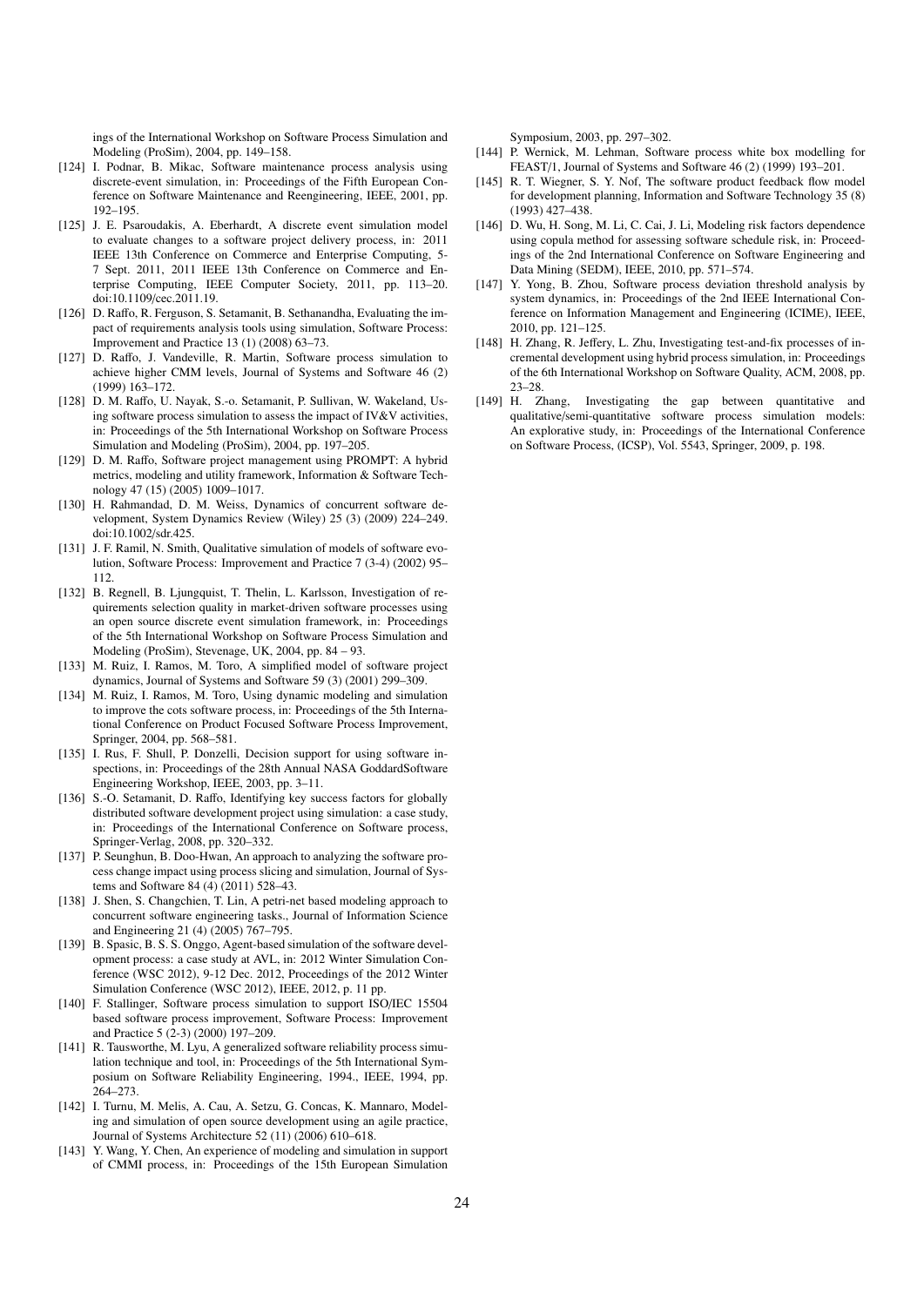ings of the International Workshop on Software Process Simulation and Modeling (ProSim), 2004, pp. 149–158.

[124] I. Podnar, B. Mikac, Software maintenance process analysis using discrete-event simulation, in: Proceedings of the Fifth European Conference on Software Maintenance and Reengineering, IEEE, 2001, pp. 192–195.

[125] J. E. Psaroudakis, A. Eberhardt, A discrete event simulation model to evaluate changes to a software project delivery process, in: 2011 IEEE 13th Conference on Commerce and Enterprise Computing, 5-7 Sept. 2011, 2011 IEEE 13th Conference on Commerce and Enterprise Computing, IEEE Computer Society, 2011, pp. 113–20. doi:10.1109/cec.2011.19.

[126] D. Raffo, R. Ferguson, S. Setamanit, B. Sethanandha, Evaluating the impact of requirements analysis tools using simulation, Software Process: Improvement and Practice 13 (1) (2008) 63–73.

[127] D. Raffo, J. Vandeville, R. Martin, Software process simulation to achieve higher CMM levels, Journal of Systems and Software 46 (2) (1999) 163–172.

[128] D. M. Raffo, U. Nayak, S.-o. Setamanit, P. Sullivan, W. Wakeland, Using software process simulation to assess the impact of IV&V activities, in: Proceedings of the 5th International Workshop on Software Process Simulation and Modeling (ProSim), 2004, pp. 197–205.

[129] D. M. Raffo, Software project management using PROMPT: A hybrid metrics, modeling and utility framework, Information & Software Technology 47 (15) (2005) 1009–1017.

[130] H. Rahmandad, D. M. Weiss, Dynamics of concurrent software development, System Dynamics Review (Wiley) 25 (3) (2009) 224–249. doi:10.1002/sdr.425.

[131] J. F. Ramil, N. Smith, Qualitative simulation of models of software evolution, Software Process: Improvement and Practice 7 (3-4) (2002) 95–112.

[132] B. Regnell, B. Ljungquist, T. Thelin, L. Karlsson, Investigation of requirements selection quality in market-driven software processes using an open source discrete event simulation framework, in: Proceedings of the 5th International Workshop on Software Process Simulation and Modeling (ProSim), Stevenage, UK, 2004, pp. 84 – 93.

[133] M. Ruiz, I. Ramos, M. Toro, A simplified model of software project dynamics, Journal of Systems and Software 59 (3) (2001) 299–309.

[134] M. Ruiz, I. Ramos, M. Toro, Using dynamic modeling and simulation to improve the cots software process, in: Proceedings of the 5th International Conference on Product Focused Software Process Improvement, Springer, 2004, pp. 568–581.

[135] I. Rus, F. Shull, P. Donzelli, Decision support for using software inspections, in: Proceedings of the 28th Annual NASA GoddardSoftware Engineering Workshop, IEEE, 2003, pp. 3–11.

[136] S.-O. Setamanit, D. Raffo, Identifying key success factors for globally distributed software development project using simulation: a case study, in: Proceedings of the International Conference on Software process, Springer-Verlag, 2008, pp. 320–332.

[137] P. Seunghun, B. Doo-Hwan, An approach to analyzing the software process change impact using process slicing and simulation, Journal of Systems and Software 84 (4) (2011) 528–43.

[138] J. Shen, S. Changchien, T. Lin, A petri-net based modeling approach to concurrent software engineering tasks., Journal of Information Science and Engineering 21 (4) (2005) 767–795.

[139] B. Spasic, B. S. S. Onggo, Agent-based simulation of the software development process: a case study at AVL, in: 2012 Winter Simulation Conference (WSC 2012), 9-12 Dec. 2012, Proceedings of the 2012 Winter Simulation Conference (WSC 2012), IEEE, 2012, p. 11 pp.

[140] F. Stallinger, Software process simulation to support ISO/IEC 15504 based software process improvement, Software Process: Improvement and Practice 5 (2-3) (2000) 197–209.

[141] R. Tausworthe, M. Lyu, A generalized software reliability process simulation technique and tool, in: Proceedings of the 5th International Symposium on Software Reliability Engineering, 1994., IEEE, 1994, pp. 264–273.

[142] I. Turnu, M. Melis, A. Cau, A. Setzu, G. Concas, K. Mannaro, Modeling and simulation of open source development using an agile practice, Journal of Systems Architecture 52 (11) (2006) 610–618.

[143] Y. Wang, Y. Chen, An experience of modeling and simulation in support of CMMI process, in: Proceedings of the 15th European Simulation Symposium, 2003, pp. 297–302.

[144] P. Wernick, M. Lehman, Software process white box modelling for FEAST/1, Journal of Systems and Software 46 (2) (1999) 193–201.

[145] R. T. Wiegner, S. Y. Nof, The software product feedback flow model for development planning, Information and Software Technology 35 (8) (1993) 427–438.

[146] D. Wu, H. Song, M. Li, C. Cai, J. Li, Modeling risk factors dependence using copula method for assessing software schedule risk, in: Proceedings of the 2nd International Conference on Software Engineering and Data Mining (SEDM), IEEE, 2010, pp. 571–574.

[147] Y. Yong, B. Zhou, Software process deviation threshold analysis by system dynamics, in: Proceedings of the 2nd IEEE International Conference on Information Management and Engineering (ICIME), IEEE, 2010, pp. 121–125.

[148] H. Zhang, R. Jeffery, L. Zhu, Investigating test-and-fix processes of incremental development using hybrid process simulation, in: Proceedings of the 6th International Workshop on Software Quality, ACM, 2008, pp. 23–28.

[149] H. Zhang, Investigating the gap between quantitative and qualitative/semi-quantitative software process simulation models: An explorative study, in: Proceedings of the International Conference on Software Process, (ICSP), Vol. 5543, Springer, 2009, p. 198.